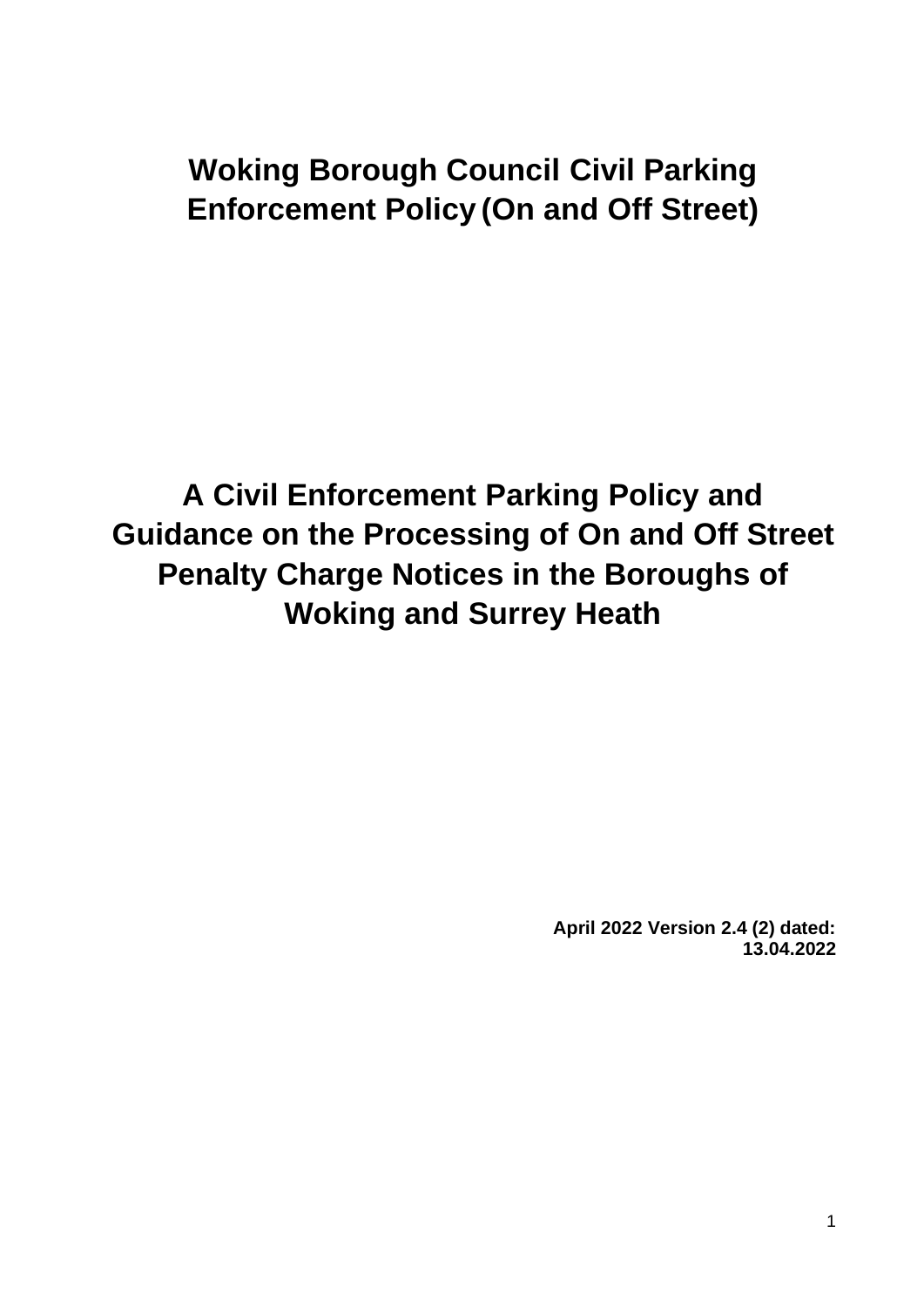# Woking Borough Council Civil Parking Enforcement Policy (On and Off Street)

## A Civil Enforcement Parking Policy and Guidance on the Processing of On and Off Street Penalty Charge Notices in the Boroughs of Woking and Surrey Heath

**April 2022 Version 2.4 (2) dated: 13.04.2022**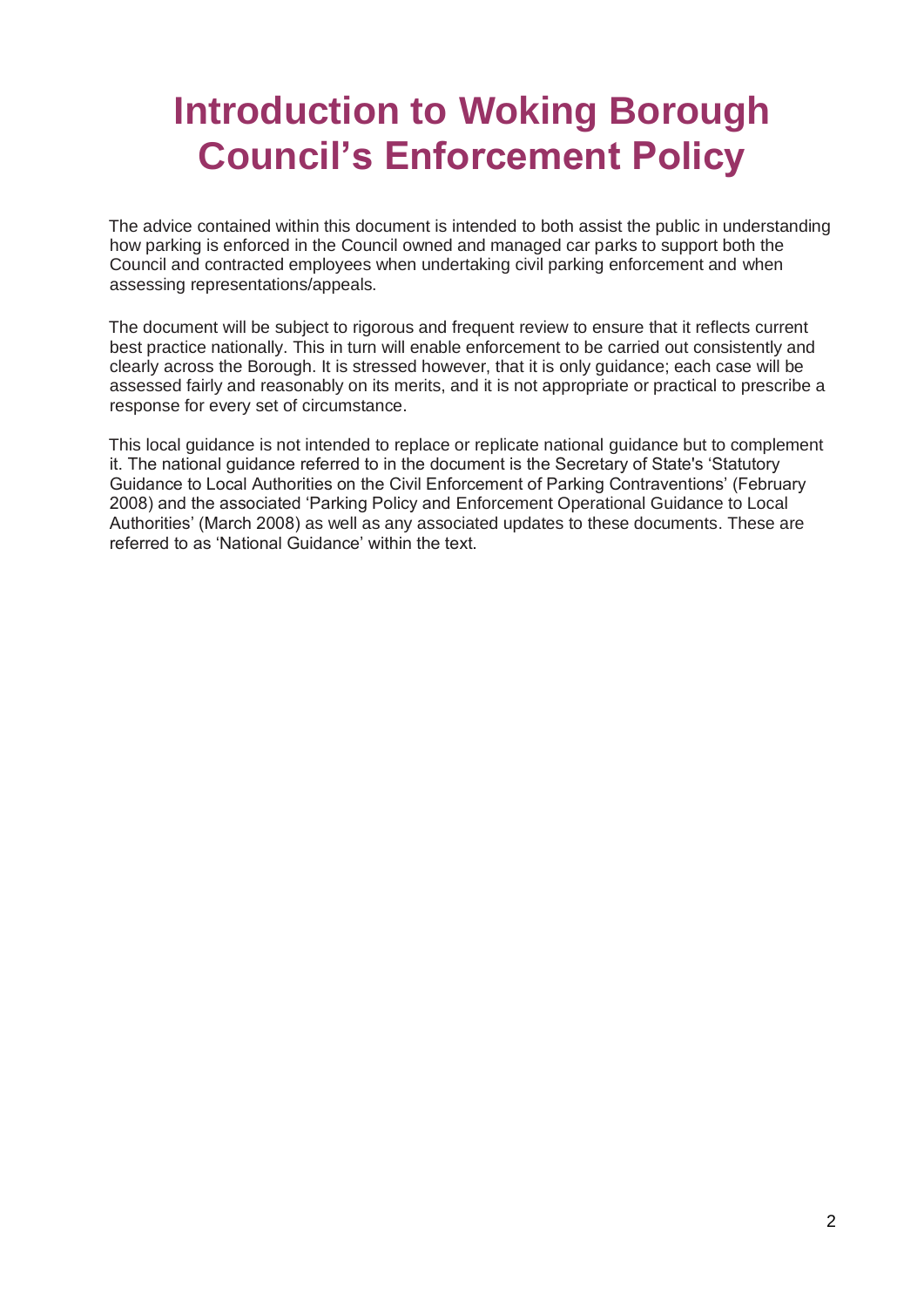# Introduction to Woking Borough Council's Enforcement Policy

The advice contained within this document is intended to both assist the public in understanding how parking is enforced in the Council owned and managed car parks to support both the Council and contracted employees when undertaking civil parking enforcement and when assessing representations/appeals.

The document will be subject to rigorous and frequent review to ensure that it reflects current best practice nationally. This in turn will enable enforcement to be carried out consistently and clearly across the Borough. It is stressed however, that it is only guidance; each case will be assessed fairly and reasonably on its merits, and it is not appropriate or practical to prescribe a response for every set of circumstance.

This local guidance is not intended to replace or replicate national guidance but to complement it. The national guidance referred to in the document is the Secretary of State's 'Statutory Guidance to Local Authorities on the Civil Enforcement of Parking Contraventions' (February 2008) and the associated 'Parking Policy and Enforcement Operational Guidance to Local Authorities' (March 2008) as well as any associated updates to these documents. These are referred to as 'National Guidance' within the text.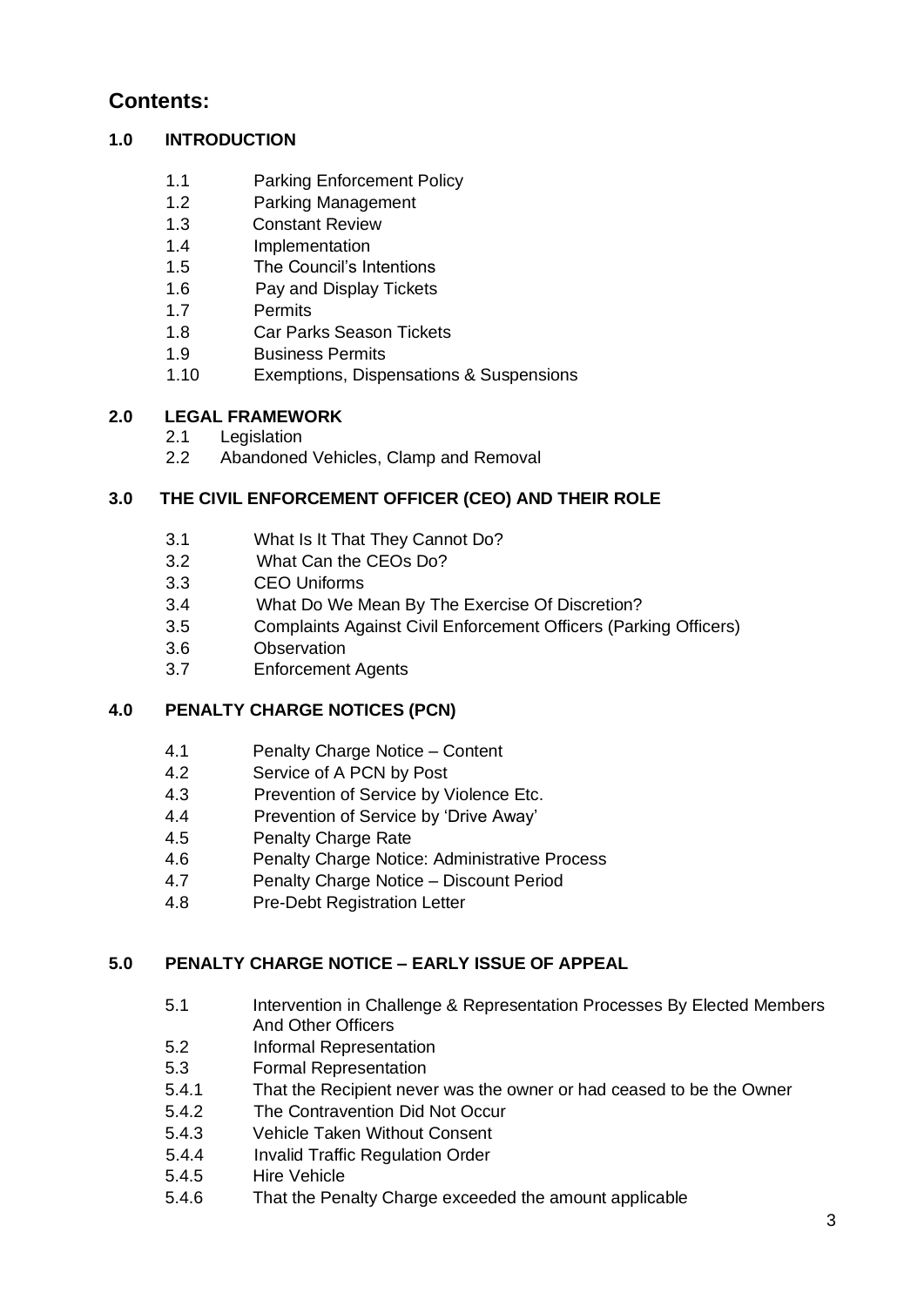# Contents:

**1.0 INTRODUCTION**

- 1.1 Parking Enforcement Policy
- 1.2 Parking Management
- 1.3 Constant Review
- 1.4 Implementation
- 1.5 The Council's Intentions
- 1.6 Pay and Display Tickets
- 1.7 Permits
- 1.8 Car Parks Season Tickets
- 1.9 Business Permits
- 1.10 Exemptions, Dispensations & Suspensions

**2.0 LEGAL FRAMEWORK**

- 2.1 Legislation
- 2.2 Abandoned Vehicles, Clamp and Removal

**3.0 THE CIVIL ENFORCEMENT OFFICER (CEO) AND THEIR ROLE**

- 3.1 What Is It That They Cannot Do?
- 3.2 What Can the CEOs Do?
- 3.3 CEO Uniforms
- 3.4 What Do We Mean By The Exercise Of Discretion?
- 3.5 Complaints Against Civil Enforcement Officers (Parking Officers)
- 3.6 Observation
- 3.7 Enforcement Agents

**4.0 PENALTY CHARGE NOTICES (PCN)**

- 4.1 Penalty Charge Notice – Content
- 4.2 Service of A PCN by Post
- 4.3 Prevention of Service by Violence Etc.
- 4.4 Prevention of Service by 'Drive Away'
- 4.5 Penalty Charge Rate
- 4.6 Penalty Charge Notice: Administrative Process
- 4.7 Penalty Charge Notice – Discount Period
- 4.8 Pre-Debt Registration Letter

**5.0 PENALTY CHARGE NOTICE – EARLY ISSUE OF APPEAL**

- 5.1 Intervention in Challenge & Representation Processes By Elected Members And Other Officers
- 5.2 Informal Representation
- 5.3 Formal Representation
- 5.4.1 That the Recipient never was the owner or had ceased to be the Owner
- 5.4.2 The Contravention Did Not Occur
- 5.4.3 Vehicle Taken Without Consent
- 5.4.4 Invalid Traffic Regulation Order
- 5.4.5 Hire Vehicle
- 5.4.6 That the Penalty Charge exceeded the amount applicable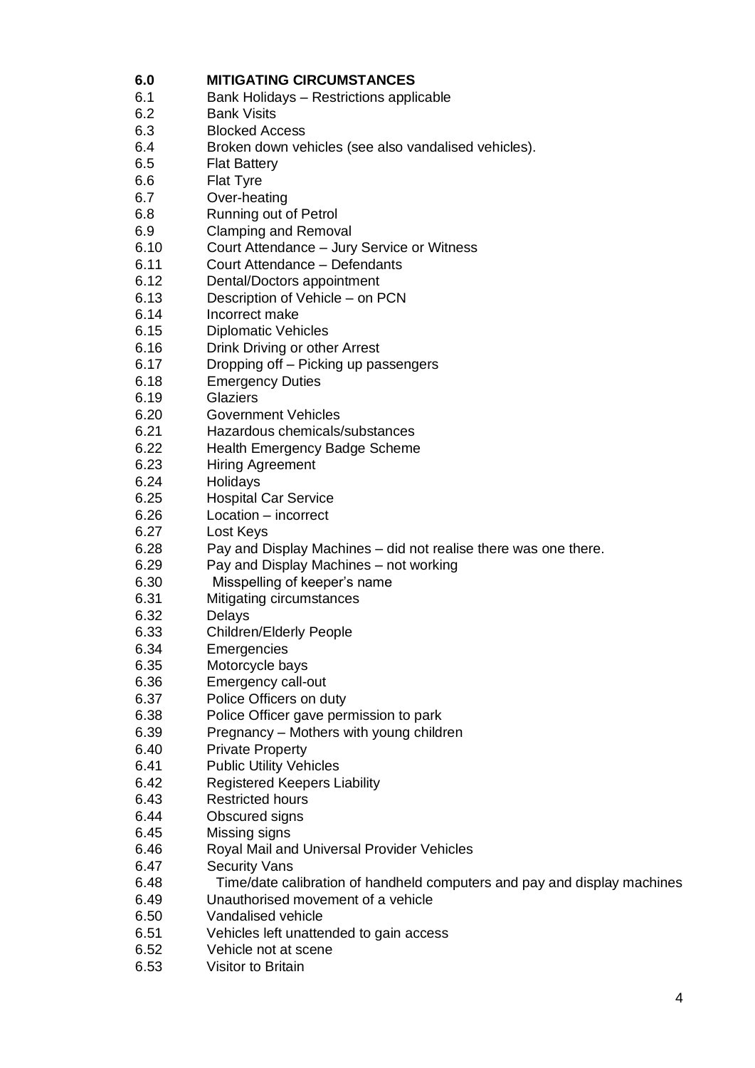## 6.0 MITIGATING CIRCUMSTANCES

6.1 Bank Holidays – Restrictions applicable
6.2 Bank Visits
6.3 Blocked Access
6.4 Broken down vehicles (see also vandalised vehicles).
6.5 Flat Battery
6.6 Flat Tyre
6.7 Over-heating
6.8 Running out of Petrol
6.9 Clamping and Removal
6.10 Court Attendance – Jury Service or Witness
6.11 Court Attendance – Defendants
6.12 Dental/Doctors appointment
6.13 Description of Vehicle – on PCN
6.14 Incorrect make
6.15 Diplomatic Vehicles
6.16 Drink Driving or other Arrest
6.17 Dropping off – Picking up passengers
6.18 Emergency Duties
6.19 Glaziers
6.20 Government Vehicles
6.21 Hazardous chemicals/substances
6.22 Health Emergency Badge Scheme
6.23 Hiring Agreement
6.24 Holidays
6.25 Hospital Car Service
6.26 Location – incorrect
6.27 Lost Keys
6.28 Pay and Display Machines – did not realise there was one there.
6.29 Pay and Display Machines – not working
6.30 Misspelling of keeper's name
6.31 Mitigating circumstances
6.32 Delays
6.33 Children/Elderly People
6.34 Emergencies
6.35 Motorcycle bays
6.36 Emergency call-out
6.37 Police Officers on duty
6.38 Police Officer gave permission to park
6.39 Pregnancy – Mothers with young children
6.40 Private Property
6.41 Public Utility Vehicles
6.42 Registered Keepers Liability
6.43 Restricted hours
6.44 Obscured signs
6.45 Missing signs
6.46 Royal Mail and Universal Provider Vehicles
6.47 Security Vans
6.48 Time/date calibration of handheld computers and pay and display machines
6.49 Unauthorised movement of a vehicle
6.50 Vandalised vehicle
6.51 Vehicles left unattended to gain access
6.52 Vehicle not at scene
6.53 Visitor to Britain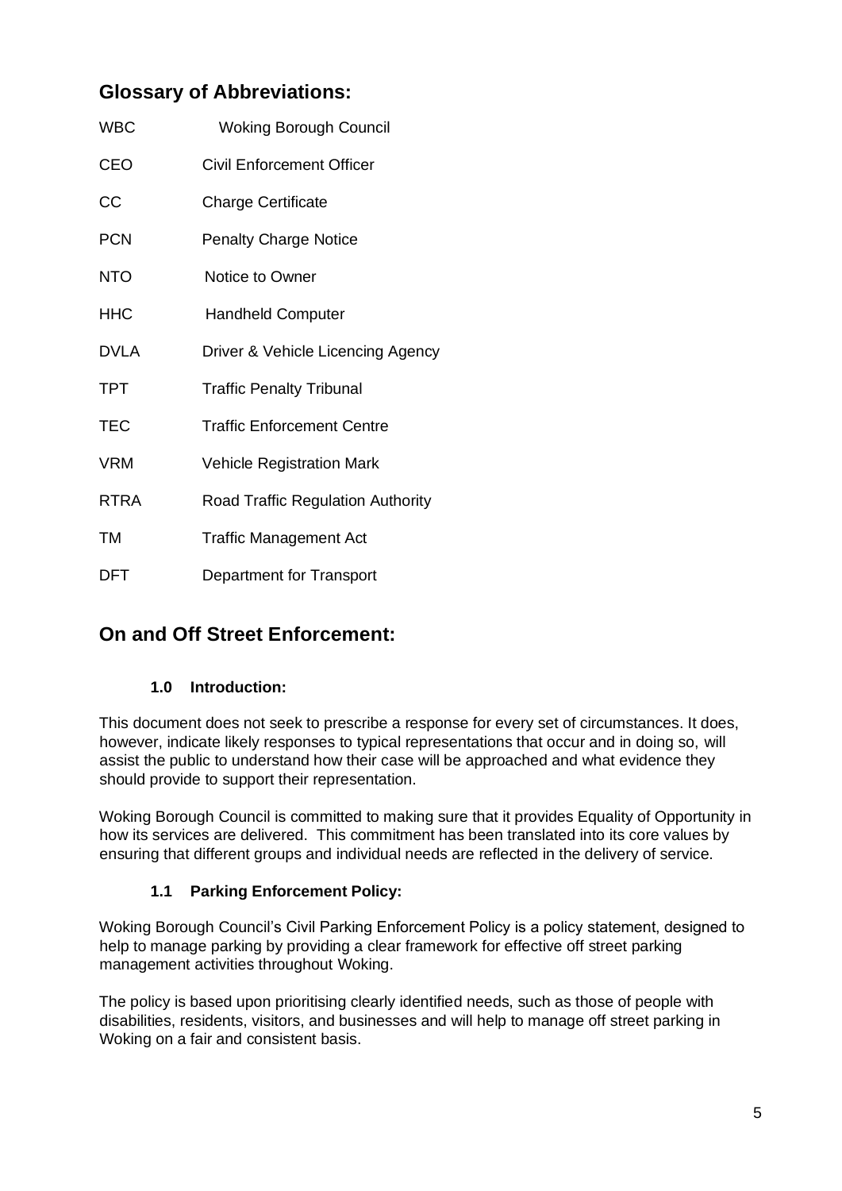## Glossary of Abbreviations:

| | |
|---|---|
| WBC | Woking Borough Council |
| CEO | Civil Enforcement Officer |
| CC | Charge Certificate |
| PCN | Penalty Charge Notice |
| NTO | Notice to Owner |
| HHC | Handheld Computer |
| DVLA | Driver & Vehicle Licencing Agency |
| TPT | Traffic Penalty Tribunal |
| TEC | Traffic Enforcement Centre |
| VRM | Vehicle Registration Mark |
| RTRA | Road Traffic Regulation Authority |
| TM | Traffic Management Act |
| DFT | Department for Transport |

## On and Off Street Enforcement:

### 1.0 Introduction:

This document does not seek to prescribe a response for every set of circumstances. It does, however, indicate likely responses to typical representations that occur and in doing so, will assist the public to understand how their case will be approached and what evidence they should provide to support their representation.

Woking Borough Council is committed to making sure that it provides Equality of Opportunity in how its services are delivered. This commitment has been translated into its core values by ensuring that different groups and individual needs are reflected in the delivery of service.

### 1.1 Parking Enforcement Policy:

Woking Borough Council's Civil Parking Enforcement Policy is a policy statement, designed to help to manage parking by providing a clear framework for effective off street parking management activities throughout Woking.

The policy is based upon prioritising clearly identified needs, such as those of people with disabilities, residents, visitors, and businesses and will help to manage off street parking in Woking on a fair and consistent basis.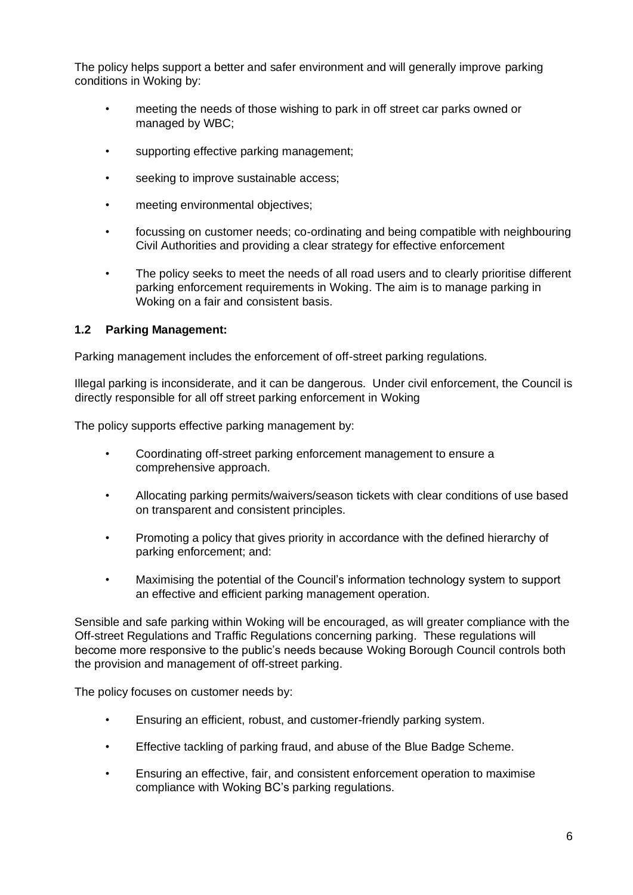The policy helps support a better and safer environment and will generally improve parking conditions in Woking by:

- meeting the needs of those wishing to park in off street car parks owned or managed by WBC;
- supporting effective parking management;
- seeking to improve sustainable access;
- meeting environmental objectives;
- focussing on customer needs; co-ordinating and being compatible with neighbouring Civil Authorities and providing a clear strategy for effective enforcement
- The policy seeks to meet the needs of all road users and to clearly prioritise different parking enforcement requirements in Woking. The aim is to manage parking in Woking on a fair and consistent basis.

### 1.2 Parking Management:

Parking management includes the enforcement of off-street parking regulations.

Illegal parking is inconsiderate, and it can be dangerous. Under civil enforcement, the Council is directly responsible for all off street parking enforcement in Woking

The policy supports effective parking management by:

- Coordinating off-street parking enforcement management to ensure a comprehensive approach.
- Allocating parking permits/waivers/season tickets with clear conditions of use based on transparent and consistent principles.
- Promoting a policy that gives priority in accordance with the defined hierarchy of parking enforcement; and:
- Maximising the potential of the Council's information technology system to support an effective and efficient parking management operation.

Sensible and safe parking within Woking will be encouraged, as will greater compliance with the Off-street Regulations and Traffic Regulations concerning parking. These regulations will become more responsive to the public's needs because Woking Borough Council controls both the provision and management of off-street parking.

The policy focuses on customer needs by:

- Ensuring an efficient, robust, and customer-friendly parking system.
- Effective tackling of parking fraud, and abuse of the Blue Badge Scheme.
- Ensuring an effective, fair, and consistent enforcement operation to maximise compliance with Woking BC's parking regulations.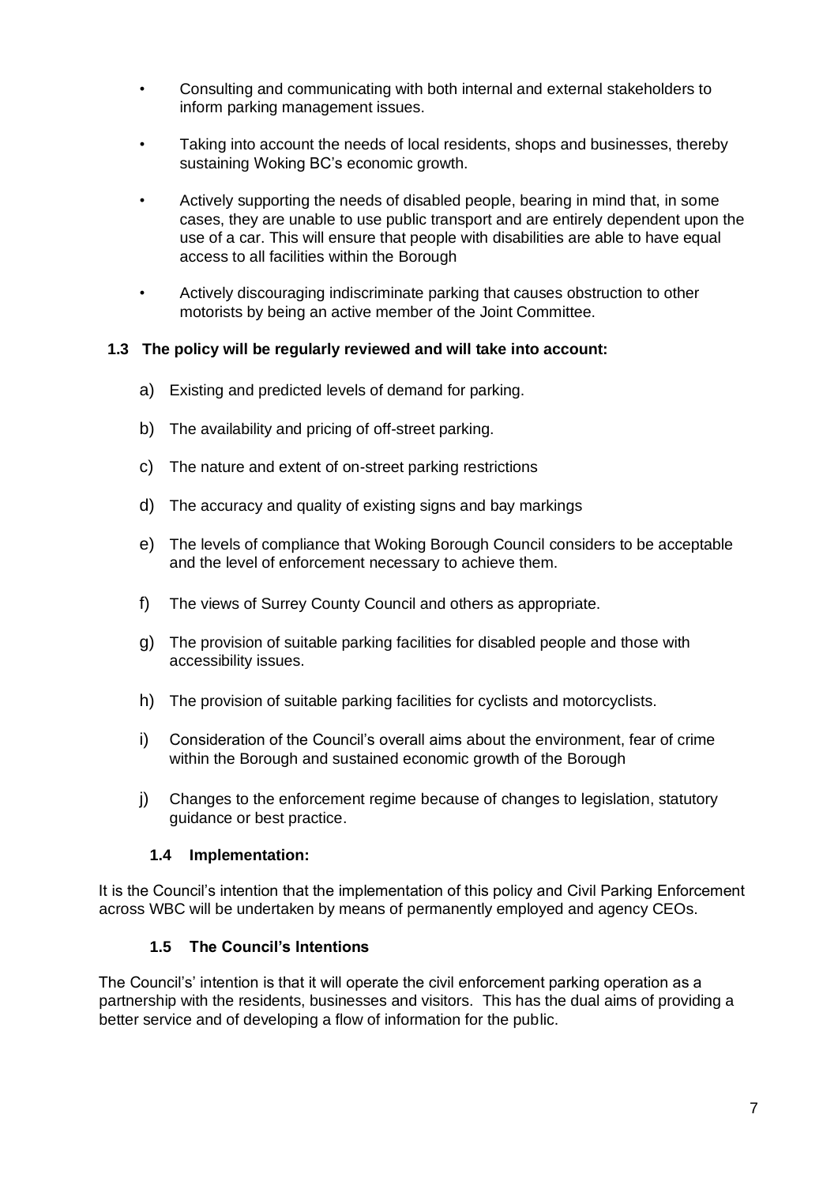- Consulting and communicating with both internal and external stakeholders to inform parking management issues.
- Taking into account the needs of local residents, shops and businesses, thereby sustaining Woking BC's economic growth.
- Actively supporting the needs of disabled people, bearing in mind that, in some cases, they are unable to use public transport and are entirely dependent upon the use of a car. This will ensure that people with disabilities are able to have equal access to all facilities within the Borough
- Actively discouraging indiscriminate parking that causes obstruction to other motorists by being an active member of the Joint Committee.

### 1.3 The policy will be regularly reviewed and will take into account:

a) Existing and predicted levels of demand for parking.

b) The availability and pricing of off-street parking.

c) The nature and extent of on-street parking restrictions

d) The accuracy and quality of existing signs and bay markings

e) The levels of compliance that Woking Borough Council considers to be acceptable and the level of enforcement necessary to achieve them.

f) The views of Surrey County Council and others as appropriate.

g) The provision of suitable parking facilities for disabled people and those with accessibility issues.

h) The provision of suitable parking facilities for cyclists and motorcyclists.

i) Consideration of the Council's overall aims about the environment, fear of crime within the Borough and sustained economic growth of the Borough

j) Changes to the enforcement regime because of changes to legislation, statutory guidance or best practice.

### 1.4 Implementation:

It is the Council's intention that the implementation of this policy and Civil Parking Enforcement across WBC will be undertaken by means of permanently employed and agency CEOs.

### 1.5 The Council's Intentions

The Council's' intention is that it will operate the civil enforcement parking operation as a partnership with the residents, businesses and visitors. This has the dual aims of providing a better service and of developing a flow of information for the public.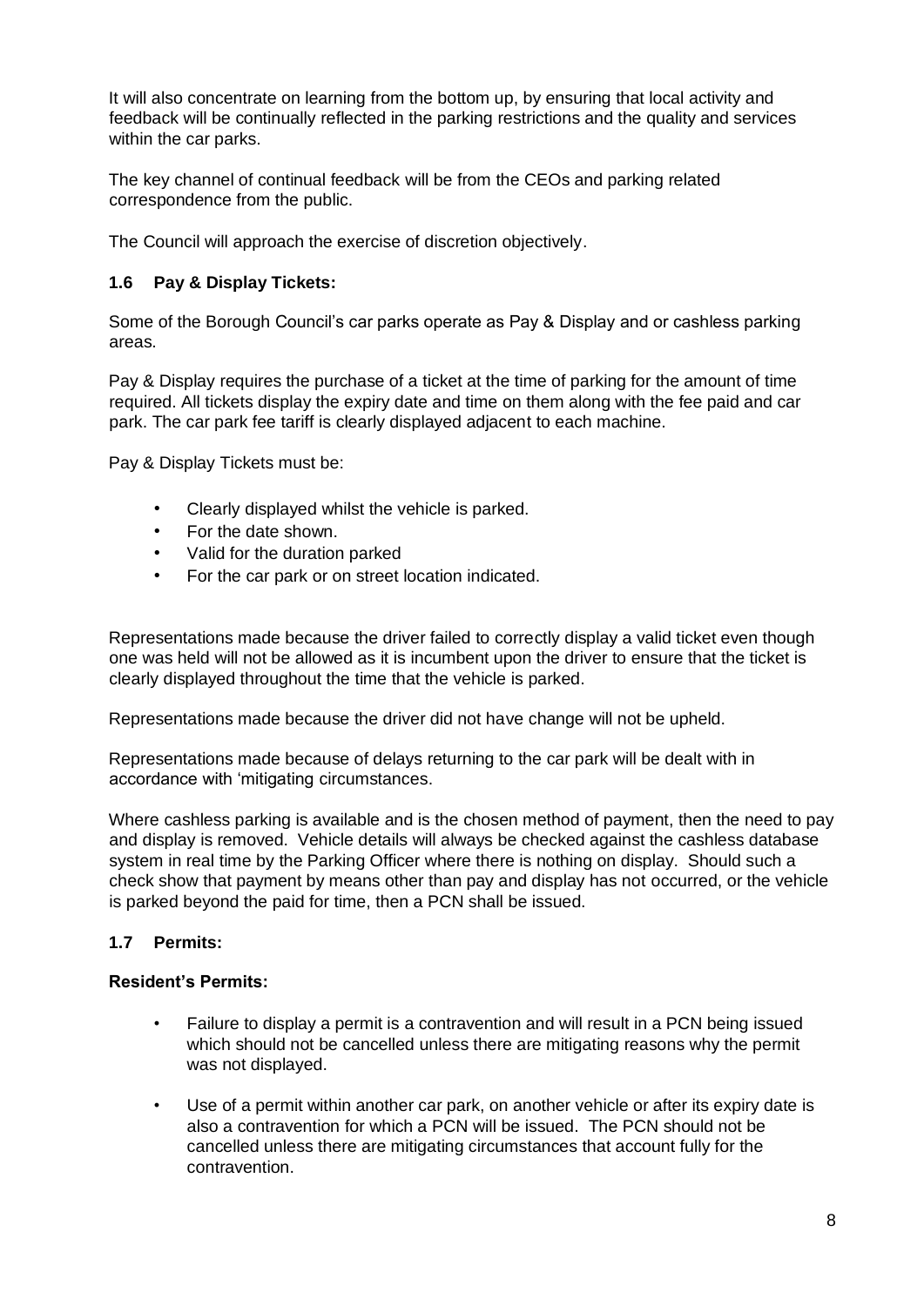It will also concentrate on learning from the bottom up, by ensuring that local activity and feedback will be continually reflected in the parking restrictions and the quality and services within the car parks.

The key channel of continual feedback will be from the CEOs and parking related correspondence from the public.

The Council will approach the exercise of discretion objectively.

### 1.6 Pay & Display Tickets:

Some of the Borough Council's car parks operate as Pay & Display and or cashless parking areas.

Pay & Display requires the purchase of a ticket at the time of parking for the amount of time required. All tickets display the expiry date and time on them along with the fee paid and car park. The car park fee tariff is clearly displayed adjacent to each machine.

Pay & Display Tickets must be:

- Clearly displayed whilst the vehicle is parked.
- For the date shown.
- Valid for the duration parked
- For the car park or on street location indicated.

Representations made because the driver failed to correctly display a valid ticket even though one was held will not be allowed as it is incumbent upon the driver to ensure that the ticket is clearly displayed throughout the time that the vehicle is parked.

Representations made because the driver did not have change will not be upheld.

Representations made because of delays returning to the car park will be dealt with in accordance with 'mitigating circumstances.

Where cashless parking is available and is the chosen method of payment, then the need to pay and display is removed. Vehicle details will always be checked against the cashless database system in real time by the Parking Officer where there is nothing on display. Should such a check show that payment by means other than pay and display has not occurred, or the vehicle is parked beyond the paid for time, then a PCN shall be issued.

### 1.7 Permits:

**Resident's Permits:**

- Failure to display a permit is a contravention and will result in a PCN being issued which should not be cancelled unless there are mitigating reasons why the permit was not displayed.
- Use of a permit within another car park, on another vehicle or after its expiry date is also a contravention for which a PCN will be issued. The PCN should not be cancelled unless there are mitigating circumstances that account fully for the contravention.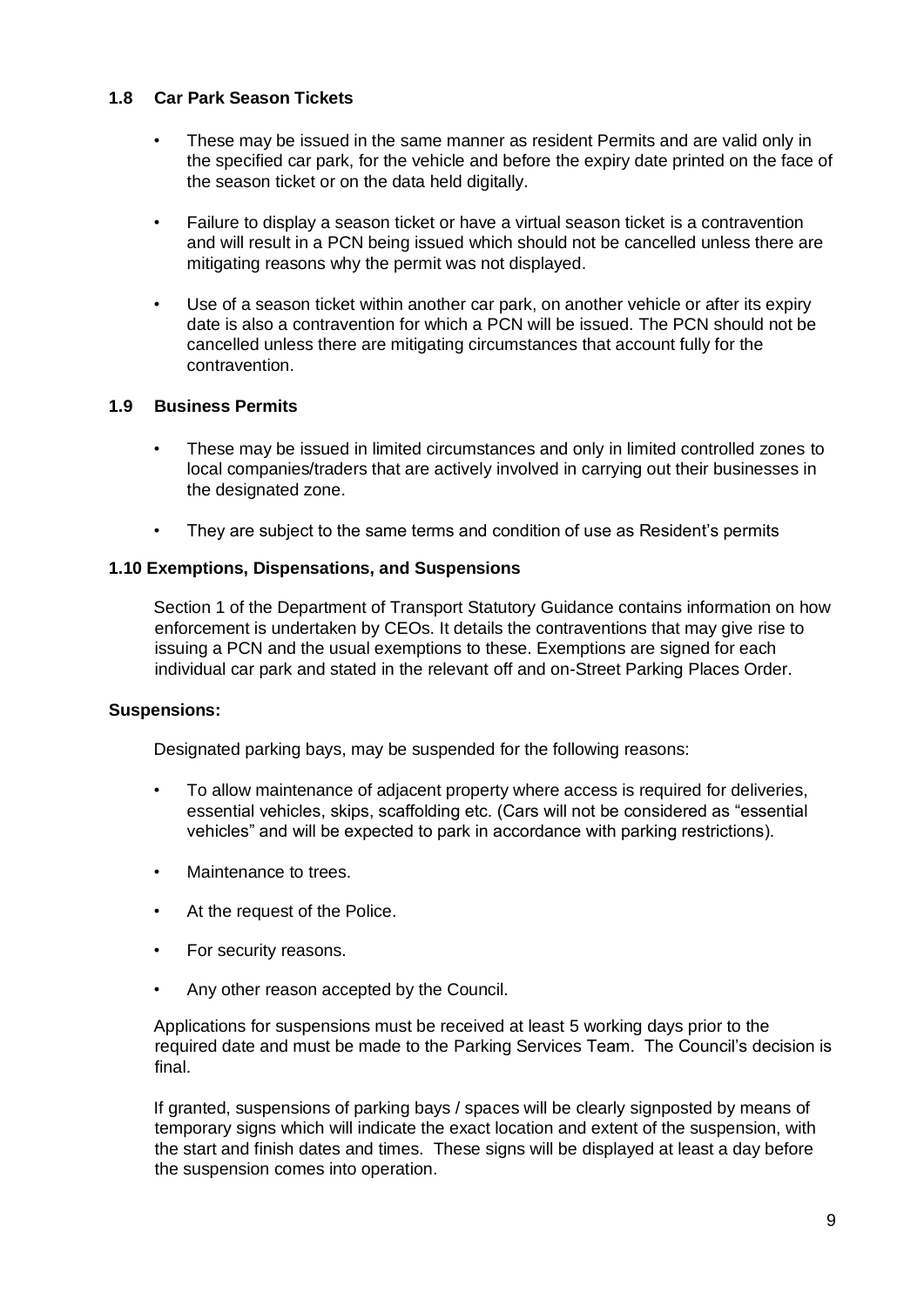### 1.8 Car Park Season Tickets

- These may be issued in the same manner as resident Permits and are valid only in the specified car park, for the vehicle and before the expiry date printed on the face of the season ticket or on the data held digitally.
- Failure to display a season ticket or have a virtual season ticket is a contravention and will result in a PCN being issued which should not be cancelled unless there are mitigating reasons why the permit was not displayed.
- Use of a season ticket within another car park, on another vehicle or after its expiry date is also a contravention for which a PCN will be issued. The PCN should not be cancelled unless there are mitigating circumstances that account fully for the contravention.

### 1.9 Business Permits

- These may be issued in limited circumstances and only in limited controlled zones to local companies/traders that are actively involved in carrying out their businesses in the designated zone.
- They are subject to the same terms and condition of use as Resident's permits

### 1.10 Exemptions, Dispensations, and Suspensions

Section 1 of the Department of Transport Statutory Guidance contains information on how enforcement is undertaken by CEOs. It details the contraventions that may give rise to issuing a PCN and the usual exemptions to these. Exemptions are signed for each individual car park and stated in the relevant off and on-Street Parking Places Order.

**Suspensions:**

Designated parking bays, may be suspended for the following reasons:

- To allow maintenance of adjacent property where access is required for deliveries, essential vehicles, skips, scaffolding etc. (Cars will not be considered as "essential vehicles" and will be expected to park in accordance with parking restrictions).
- Maintenance to trees.
- At the request of the Police.
- For security reasons.
- Any other reason accepted by the Council.

Applications for suspensions must be received at least 5 working days prior to the required date and must be made to the Parking Services Team. The Council's decision is final.

If granted, suspensions of parking bays / spaces will be clearly signposted by means of temporary signs which will indicate the exact location and extent of the suspension, with the start and finish dates and times. These signs will be displayed at least a day before the suspension comes into operation.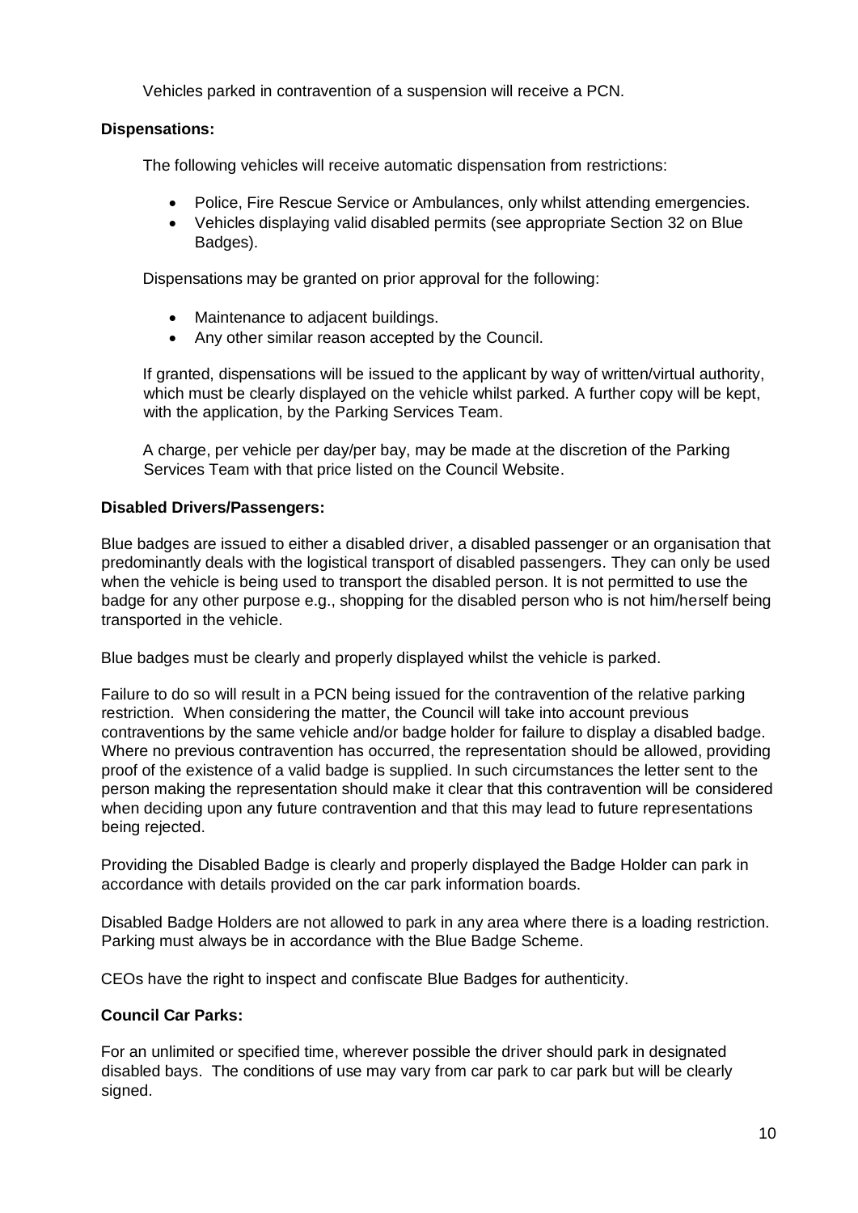Vehicles parked in contravention of a suspension will receive a PCN.

**Dispensations:**

The following vehicles will receive automatic dispensation from restrictions:

- Police, Fire Rescue Service or Ambulances, only whilst attending emergencies.
- Vehicles displaying valid disabled permits (see appropriate Section 32 on Blue Badges).

Dispensations may be granted on prior approval for the following:

- Maintenance to adjacent buildings.
- Any other similar reason accepted by the Council.

If granted, dispensations will be issued to the applicant by way of written/virtual authority, which must be clearly displayed on the vehicle whilst parked. A further copy will be kept, with the application, by the Parking Services Team.

A charge, per vehicle per day/per bay, may be made at the discretion of the Parking Services Team with that price listed on the Council Website.

**Disabled Drivers/Passengers:**

Blue badges are issued to either a disabled driver, a disabled passenger or an organisation that predominantly deals with the logistical transport of disabled passengers. They can only be used when the vehicle is being used to transport the disabled person. It is not permitted to use the badge for any other purpose e.g., shopping for the disabled person who is not him/herself being transported in the vehicle.

Blue badges must be clearly and properly displayed whilst the vehicle is parked.

Failure to do so will result in a PCN being issued for the contravention of the relative parking restriction. When considering the matter, the Council will take into account previous contraventions by the same vehicle and/or badge holder for failure to display a disabled badge. Where no previous contravention has occurred, the representation should be allowed, providing proof of the existence of a valid badge is supplied. In such circumstances the letter sent to the person making the representation should make it clear that this contravention will be considered when deciding upon any future contravention and that this may lead to future representations being rejected.

Providing the Disabled Badge is clearly and properly displayed the Badge Holder can park in accordance with details provided on the car park information boards.

Disabled Badge Holders are not allowed to park in any area where there is a loading restriction. Parking must always be in accordance with the Blue Badge Scheme.

CEOs have the right to inspect and confiscate Blue Badges for authenticity.

**Council Car Parks:**

For an unlimited or specified time, wherever possible the driver should park in designated disabled bays. The conditions of use may vary from car park to car park but will be clearly signed.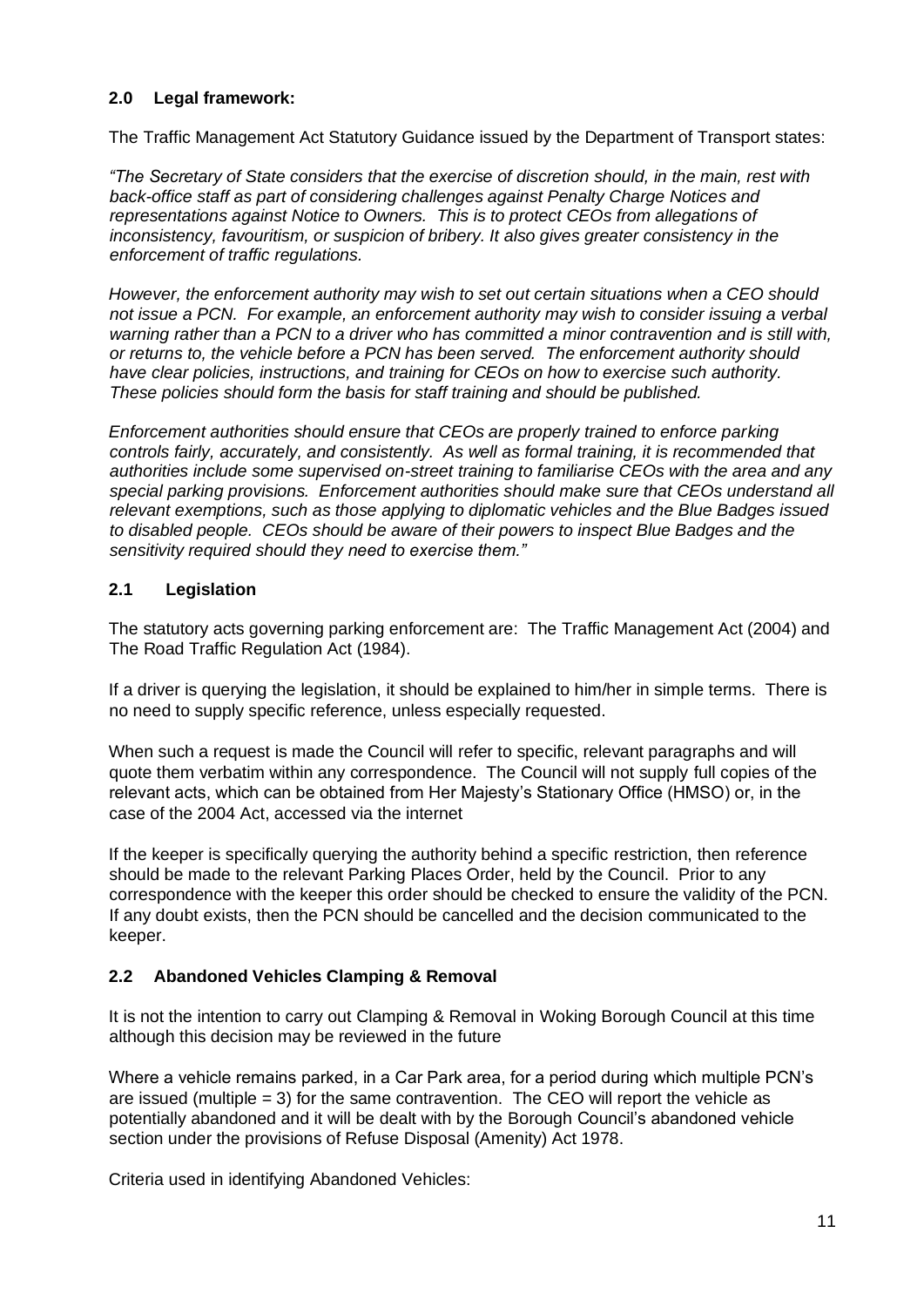## 2.0 Legal framework:

The Traffic Management Act Statutory Guidance issued by the Department of Transport states:

*"The Secretary of State considers that the exercise of discretion should, in the main, rest with back-office staff as part of considering challenges against Penalty Charge Notices and representations against Notice to Owners. This is to protect CEOs from allegations of inconsistency, favouritism, or suspicion of bribery. It also gives greater consistency in the enforcement of traffic regulations.*

*However, the enforcement authority may wish to set out certain situations when a CEO should not issue a PCN. For example, an enforcement authority may wish to consider issuing a verbal warning rather than a PCN to a driver who has committed a minor contravention and is still with, or returns to, the vehicle before a PCN has been served. The enforcement authority should have clear policies, instructions, and training for CEOs on how to exercise such authority. These policies should form the basis for staff training and should be published.*

*Enforcement authorities should ensure that CEOs are properly trained to enforce parking controls fairly, accurately, and consistently. As well as formal training, it is recommended that authorities include some supervised on-street training to familiarise CEOs with the area and any special parking provisions. Enforcement authorities should make sure that CEOs understand all relevant exemptions, such as those applying to diplomatic vehicles and the Blue Badges issued to disabled people. CEOs should be aware of their powers to inspect Blue Badges and the sensitivity required should they need to exercise them."*

### 2.1 Legislation

The statutory acts governing parking enforcement are: The Traffic Management Act (2004) and The Road Traffic Regulation Act (1984).

If a driver is querying the legislation, it should be explained to him/her in simple terms. There is no need to supply specific reference, unless especially requested.

When such a request is made the Council will refer to specific, relevant paragraphs and will quote them verbatim within any correspondence. The Council will not supply full copies of the relevant acts, which can be obtained from Her Majesty's Stationary Office (HMSO) or, in the case of the 2004 Act, accessed via the internet

If the keeper is specifically querying the authority behind a specific restriction, then reference should be made to the relevant Parking Places Order, held by the Council. Prior to any correspondence with the keeper this order should be checked to ensure the validity of the PCN. If any doubt exists, then the PCN should be cancelled and the decision communicated to the keeper.

### 2.2 Abandoned Vehicles Clamping & Removal

It is not the intention to carry out Clamping & Removal in Woking Borough Council at this time although this decision may be reviewed in the future

Where a vehicle remains parked, in a Car Park area, for a period during which multiple PCN's are issued (multiple = 3) for the same contravention. The CEO will report the vehicle as potentially abandoned and it will be dealt with by the Borough Council's abandoned vehicle section under the provisions of Refuse Disposal (Amenity) Act 1978.

Criteria used in identifying Abandoned Vehicles: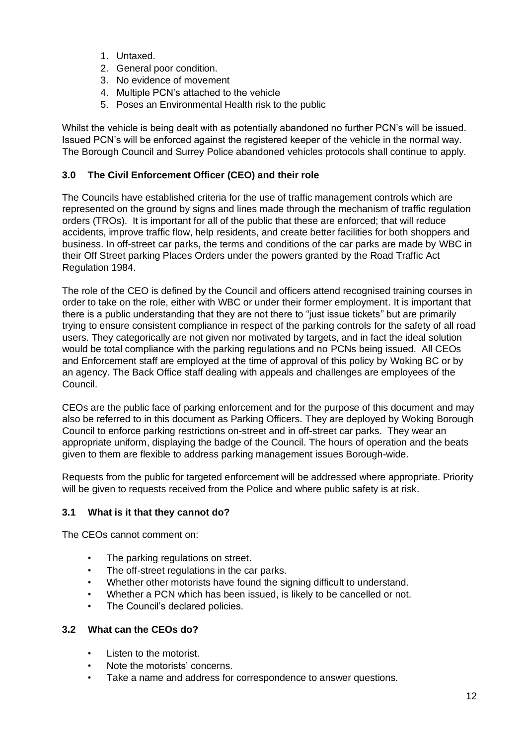1. Untaxed.
2. General poor condition.
3. No evidence of movement
4. Multiple PCN's attached to the vehicle
5. Poses an Environmental Health risk to the public

Whilst the vehicle is being dealt with as potentially abandoned no further PCN's will be issued. Issued PCN's will be enforced against the registered keeper of the vehicle in the normal way. The Borough Council and Surrey Police abandoned vehicles protocols shall continue to apply.

### 3.0 The Civil Enforcement Officer (CEO) and their role

The Councils have established criteria for the use of traffic management controls which are represented on the ground by signs and lines made through the mechanism of traffic regulation orders (TROs). It is important for all of the public that these are enforced; that will reduce accidents, improve traffic flow, help residents, and create better facilities for both shoppers and business. In off-street car parks, the terms and conditions of the car parks are made by WBC in their Off Street parking Places Orders under the powers granted by the Road Traffic Act Regulation 1984.

The role of the CEO is defined by the Council and officers attend recognised training courses in order to take on the role, either with WBC or under their former employment. It is important that there is a public understanding that they are not there to "just issue tickets" but are primarily trying to ensure consistent compliance in respect of the parking controls for the safety of all road users. They categorically are not given nor motivated by targets, and in fact the ideal solution would be total compliance with the parking regulations and no PCNs being issued. All CEOs and Enforcement staff are employed at the time of approval of this policy by Woking BC or by an agency. The Back Office staff dealing with appeals and challenges are employees of the Council.

CEOs are the public face of parking enforcement and for the purpose of this document and may also be referred to in this document as Parking Officers. They are deployed by Woking Borough Council to enforce parking restrictions on-street and in off-street car parks. They wear an appropriate uniform, displaying the badge of the Council. The hours of operation and the beats given to them are flexible to address parking management issues Borough-wide.

Requests from the public for targeted enforcement will be addressed where appropriate. Priority will be given to requests received from the Police and where public safety is at risk.

### 3.1 What is it that they cannot do?

The CEOs cannot comment on:

- The parking regulations on street.
- The off-street regulations in the car parks.
- Whether other motorists have found the signing difficult to understand.
- Whether a PCN which has been issued, is likely to be cancelled or not.
- The Council's declared policies.

### 3.2 What can the CEOs do?

- Listen to the motorist.
- Note the motorists' concerns.
- Take a name and address for correspondence to answer questions.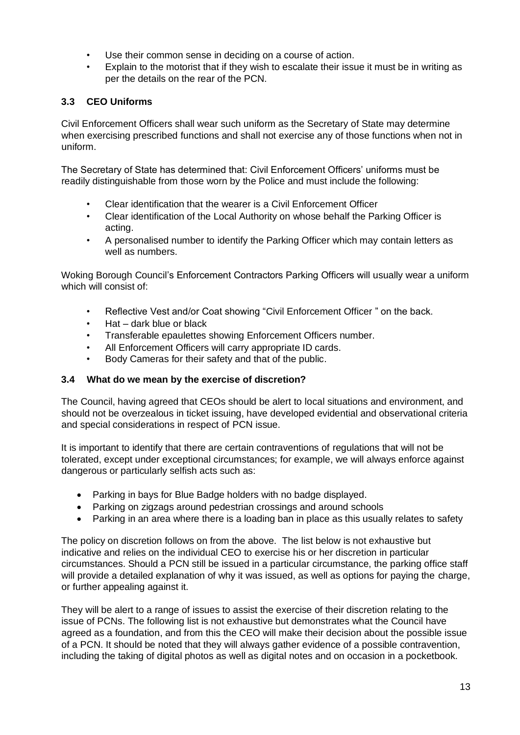- Use their common sense in deciding on a course of action.
- Explain to the motorist that if they wish to escalate their issue it must be in writing as per the details on the rear of the PCN.

### 3.3 CEO Uniforms

Civil Enforcement Officers shall wear such uniform as the Secretary of State may determine when exercising prescribed functions and shall not exercise any of those functions when not in uniform.

The Secretary of State has determined that: Civil Enforcement Officers' uniforms must be readily distinguishable from those worn by the Police and must include the following:

- Clear identification that the wearer is a Civil Enforcement Officer
- Clear identification of the Local Authority on whose behalf the Parking Officer is acting.
- A personalised number to identify the Parking Officer which may contain letters as well as numbers.

Woking Borough Council's Enforcement Contractors Parking Officers will usually wear a uniform which will consist of:

- Reflective Vest and/or Coat showing "Civil Enforcement Officer " on the back.
- Hat – dark blue or black
- Transferable epaulettes showing Enforcement Officers number.
- All Enforcement Officers will carry appropriate ID cards.
- Body Cameras for their safety and that of the public.

### 3.4 What do we mean by the exercise of discretion?

The Council, having agreed that CEOs should be alert to local situations and environment, and should not be overzealous in ticket issuing, have developed evidential and observational criteria and special considerations in respect of PCN issue.

It is important to identify that there are certain contraventions of regulations that will not be tolerated, except under exceptional circumstances; for example, we will always enforce against dangerous or particularly selfish acts such as:

- Parking in bays for Blue Badge holders with no badge displayed.
- Parking on zigzags around pedestrian crossings and around schools
- Parking in an area where there is a loading ban in place as this usually relates to safety

The policy on discretion follows on from the above. The list below is not exhaustive but indicative and relies on the individual CEO to exercise his or her discretion in particular circumstances. Should a PCN still be issued in a particular circumstance, the parking office staff will provide a detailed explanation of why it was issued, as well as options for paying the charge, or further appealing against it.

They will be alert to a range of issues to assist the exercise of their discretion relating to the issue of PCNs. The following list is not exhaustive but demonstrates what the Council have agreed as a foundation, and from this the CEO will make their decision about the possible issue of a PCN. It should be noted that they will always gather evidence of a possible contravention, including the taking of digital photos as well as digital notes and on occasion in a pocketbook.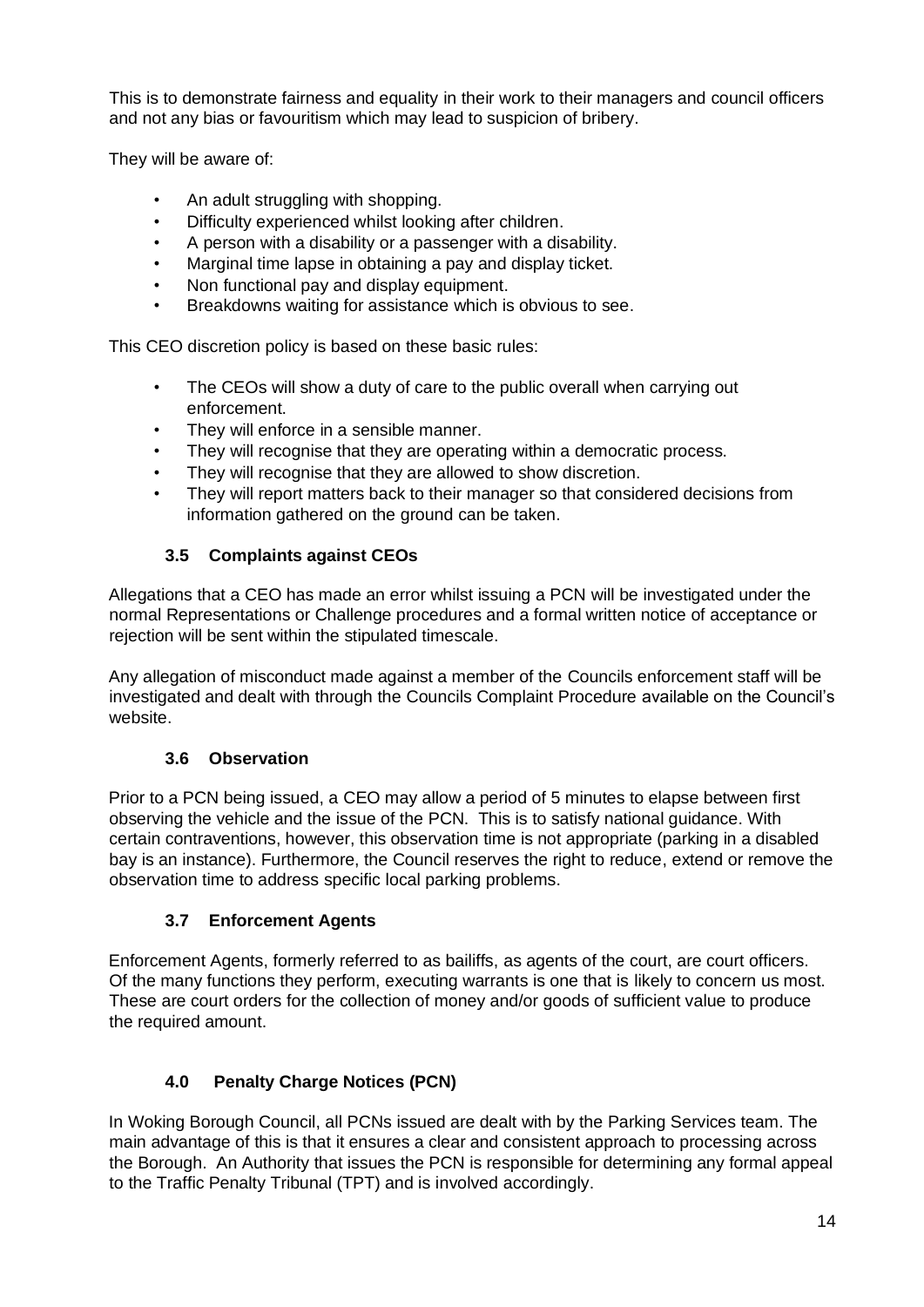This is to demonstrate fairness and equality in their work to their managers and council officers and not any bias or favouritism which may lead to suspicion of bribery.

They will be aware of:

- An adult struggling with shopping.
- Difficulty experienced whilst looking after children.
- A person with a disability or a passenger with a disability.
- Marginal time lapse in obtaining a pay and display ticket.
- Non functional pay and display equipment.
- Breakdowns waiting for assistance which is obvious to see.

This CEO discretion policy is based on these basic rules:

- The CEOs will show a duty of care to the public overall when carrying out enforcement.
- They will enforce in a sensible manner.
- They will recognise that they are operating within a democratic process.
- They will recognise that they are allowed to show discretion.
- They will report matters back to their manager so that considered decisions from information gathered on the ground can be taken.

### 3.5 Complaints against CEOs

Allegations that a CEO has made an error whilst issuing a PCN will be investigated under the normal Representations or Challenge procedures and a formal written notice of acceptance or rejection will be sent within the stipulated timescale.

Any allegation of misconduct made against a member of the Councils enforcement staff will be investigated and dealt with through the Councils Complaint Procedure available on the Council's website.

### 3.6 Observation

Prior to a PCN being issued, a CEO may allow a period of 5 minutes to elapse between first observing the vehicle and the issue of the PCN. This is to satisfy national guidance. With certain contraventions, however, this observation time is not appropriate (parking in a disabled bay is an instance). Furthermore, the Council reserves the right to reduce, extend or remove the observation time to address specific local parking problems.

### 3.7 Enforcement Agents

Enforcement Agents, formerly referred to as bailiffs, as agents of the court, are court officers. Of the many functions they perform, executing warrants is one that is likely to concern us most. These are court orders for the collection of money and/or goods of sufficient value to produce the required amount.

## 4.0 Penalty Charge Notices (PCN)

In Woking Borough Council, all PCNs issued are dealt with by the Parking Services team. The main advantage of this is that it ensures a clear and consistent approach to processing across the Borough. An Authority that issues the PCN is responsible for determining any formal appeal to the Traffic Penalty Tribunal (TPT) and is involved accordingly.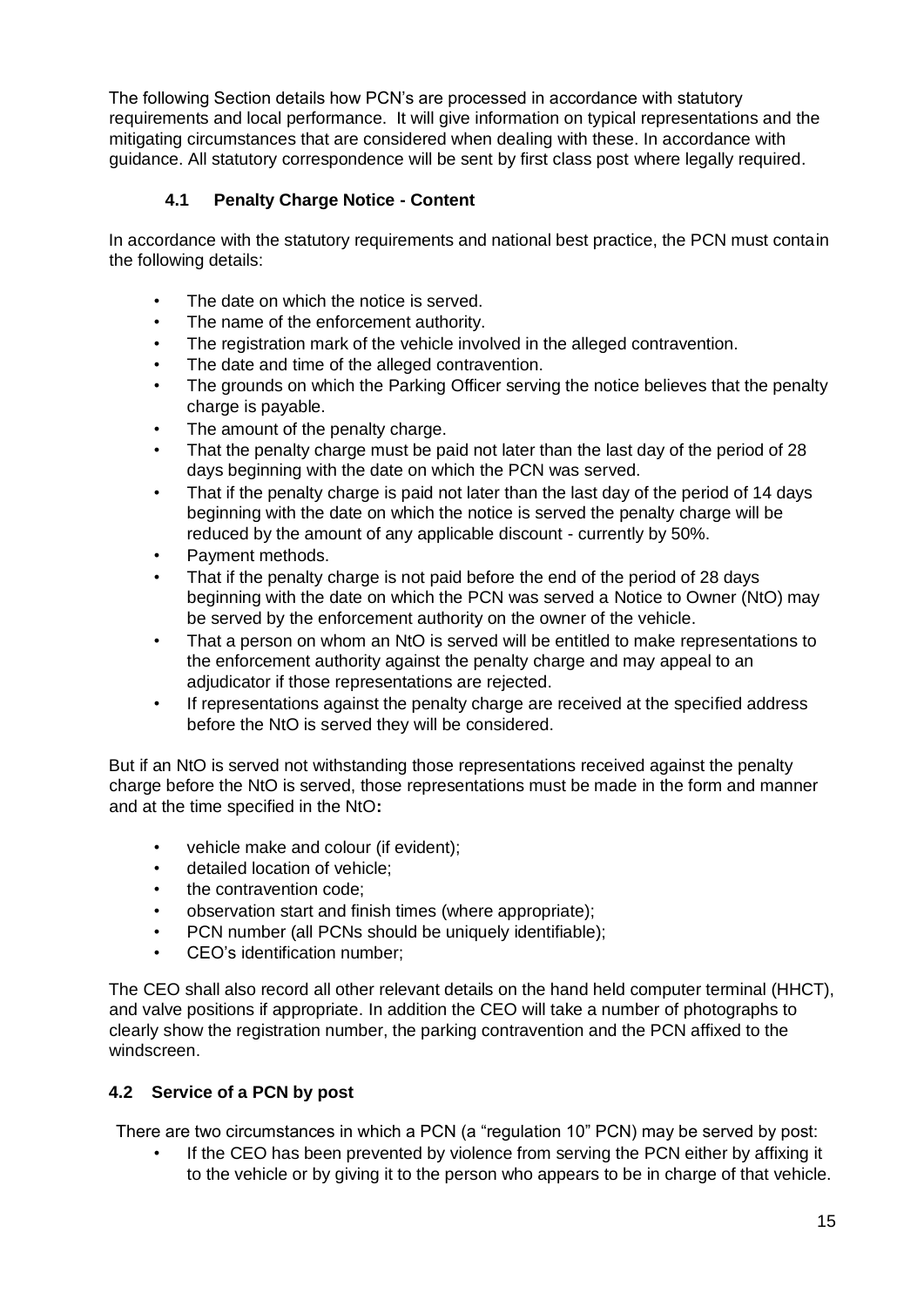The following Section details how PCN's are processed in accordance with statutory requirements and local performance. It will give information on typical representations and the mitigating circumstances that are considered when dealing with these. In accordance with guidance. All statutory correspondence will be sent by first class post where legally required.

### 4.1 Penalty Charge Notice - Content

In accordance with the statutory requirements and national best practice, the PCN must contain the following details:

- The date on which the notice is served.
- The name of the enforcement authority.
- The registration mark of the vehicle involved in the alleged contravention.
- The date and time of the alleged contravention.
- The grounds on which the Parking Officer serving the notice believes that the penalty charge is payable.
- The amount of the penalty charge.
- That the penalty charge must be paid not later than the last day of the period of 28 days beginning with the date on which the PCN was served.
- That if the penalty charge is paid not later than the last day of the period of 14 days beginning with the date on which the notice is served the penalty charge will be reduced by the amount of any applicable discount - currently by 50%.
- Payment methods.
- That if the penalty charge is not paid before the end of the period of 28 days beginning with the date on which the PCN was served a Notice to Owner (NtO) may be served by the enforcement authority on the owner of the vehicle.
- That a person on whom an NtO is served will be entitled to make representations to the enforcement authority against the penalty charge and may appeal to an adjudicator if those representations are rejected.
- If representations against the penalty charge are received at the specified address before the NtO is served they will be considered.

But if an NtO is served not withstanding those representations received against the penalty charge before the NtO is served, those representations must be made in the form and manner and at the time specified in the NtO**:**

- vehicle make and colour (if evident);
- detailed location of vehicle;
- the contravention code;
- observation start and finish times (where appropriate);
- PCN number (all PCNs should be uniquely identifiable);
- CEO's identification number;

The CEO shall also record all other relevant details on the hand held computer terminal (HHCT), and valve positions if appropriate. In addition the CEO will take a number of photographs to clearly show the registration number, the parking contravention and the PCN affixed to the windscreen.

### 4.2 Service of a PCN by post

There are two circumstances in which a PCN (a "regulation 10" PCN) may be served by post:

- If the CEO has been prevented by violence from serving the PCN either by affixing it to the vehicle or by giving it to the person who appears to be in charge of that vehicle.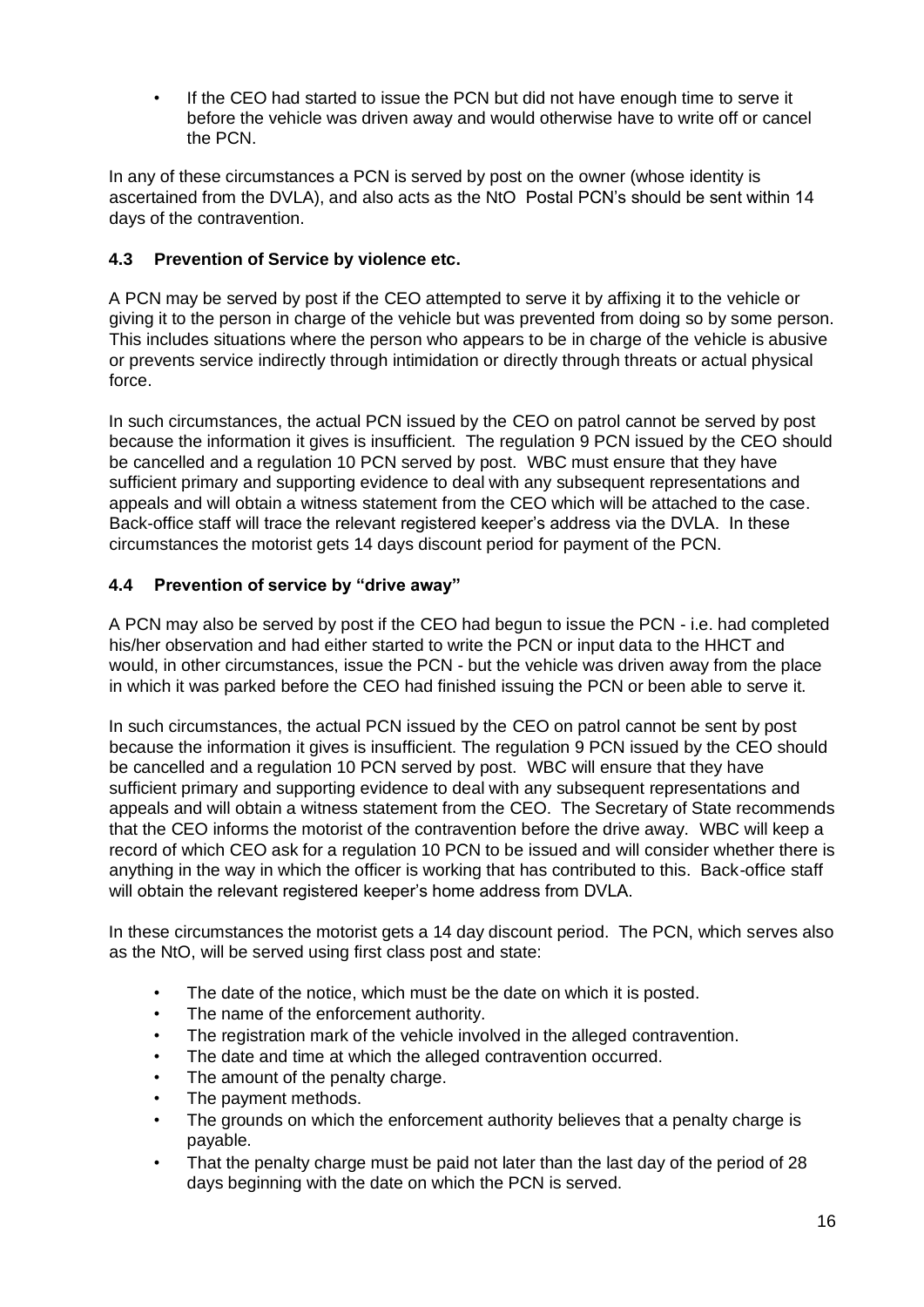- If the CEO had started to issue the PCN but did not have enough time to serve it before the vehicle was driven away and would otherwise have to write off or cancel the PCN.

In any of these circumstances a PCN is served by post on the owner (whose identity is ascertained from the DVLA), and also acts as the NtO Postal PCN's should be sent within 14 days of the contravention.

### 4.3 Prevention of Service by violence etc.

A PCN may be served by post if the CEO attempted to serve it by affixing it to the vehicle or giving it to the person in charge of the vehicle but was prevented from doing so by some person. This includes situations where the person who appears to be in charge of the vehicle is abusive or prevents service indirectly through intimidation or directly through threats or actual physical force.

In such circumstances, the actual PCN issued by the CEO on patrol cannot be served by post because the information it gives is insufficient. The regulation 9 PCN issued by the CEO should be cancelled and a regulation 10 PCN served by post. WBC must ensure that they have sufficient primary and supporting evidence to deal with any subsequent representations and appeals and will obtain a witness statement from the CEO which will be attached to the case. Back-office staff will trace the relevant registered keeper's address via the DVLA. In these circumstances the motorist gets 14 days discount period for payment of the PCN.

### 4.4 Prevention of service by "drive away"

A PCN may also be served by post if the CEO had begun to issue the PCN - i.e. had completed his/her observation and had either started to write the PCN or input data to the HHCT and would, in other circumstances, issue the PCN - but the vehicle was driven away from the place in which it was parked before the CEO had finished issuing the PCN or been able to serve it.

In such circumstances, the actual PCN issued by the CEO on patrol cannot be sent by post because the information it gives is insufficient. The regulation 9 PCN issued by the CEO should be cancelled and a regulation 10 PCN served by post. WBC will ensure that they have sufficient primary and supporting evidence to deal with any subsequent representations and appeals and will obtain a witness statement from the CEO. The Secretary of State recommends that the CEO informs the motorist of the contravention before the drive away. WBC will keep a record of which CEO ask for a regulation 10 PCN to be issued and will consider whether there is anything in the way in which the officer is working that has contributed to this. Back-office staff will obtain the relevant registered keeper's home address from DVLA.

In these circumstances the motorist gets a 14 day discount period. The PCN, which serves also as the NtO, will be served using first class post and state:

- The date of the notice, which must be the date on which it is posted.
- The name of the enforcement authority.
- The registration mark of the vehicle involved in the alleged contravention.
- The date and time at which the alleged contravention occurred.
- The amount of the penalty charge.
- The payment methods.
- The grounds on which the enforcement authority believes that a penalty charge is payable.
- That the penalty charge must be paid not later than the last day of the period of 28 days beginning with the date on which the PCN is served.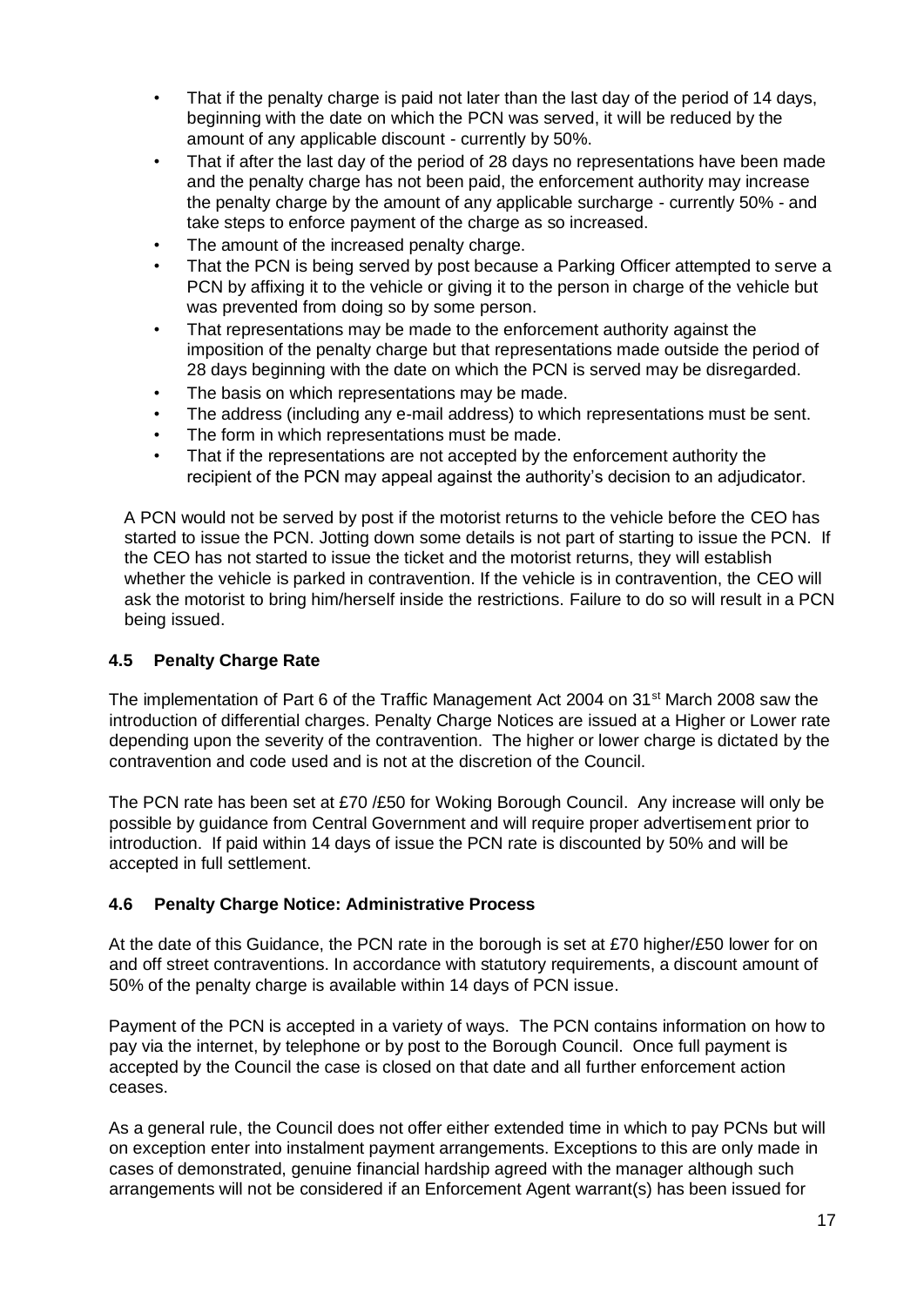- That if the penalty charge is paid not later than the last day of the period of 14 days, beginning with the date on which the PCN was served, it will be reduced by the amount of any applicable discount - currently by 50%.
- That if after the last day of the period of 28 days no representations have been made and the penalty charge has not been paid, the enforcement authority may increase the penalty charge by the amount of any applicable surcharge - currently 50% - and take steps to enforce payment of the charge as so increased.
- The amount of the increased penalty charge.
- That the PCN is being served by post because a Parking Officer attempted to serve a PCN by affixing it to the vehicle or giving it to the person in charge of the vehicle but was prevented from doing so by some person.
- That representations may be made to the enforcement authority against the imposition of the penalty charge but that representations made outside the period of 28 days beginning with the date on which the PCN is served may be disregarded.
- The basis on which representations may be made.
- The address (including any e-mail address) to which representations must be sent.
- The form in which representations must be made.
- That if the representations are not accepted by the enforcement authority the recipient of the PCN may appeal against the authority's decision to an adjudicator.

A PCN would not be served by post if the motorist returns to the vehicle before the CEO has started to issue the PCN. Jotting down some details is not part of starting to issue the PCN. If the CEO has not started to issue the ticket and the motorist returns, they will establish whether the vehicle is parked in contravention. If the vehicle is in contravention, the CEO will ask the motorist to bring him/herself inside the restrictions. Failure to do so will result in a PCN being issued.

### 4.5 Penalty Charge Rate

The implementation of Part 6 of the Traffic Management Act 2004 on 31st March 2008 saw the introduction of differential charges. Penalty Charge Notices are issued at a Higher or Lower rate depending upon the severity of the contravention. The higher or lower charge is dictated by the contravention and code used and is not at the discretion of the Council.

The PCN rate has been set at £70 /£50 for Woking Borough Council. Any increase will only be possible by guidance from Central Government and will require proper advertisement prior to introduction. If paid within 14 days of issue the PCN rate is discounted by 50% and will be accepted in full settlement.

### 4.6 Penalty Charge Notice: Administrative Process

At the date of this Guidance, the PCN rate in the borough is set at £70 higher/£50 lower for on and off street contraventions. In accordance with statutory requirements, a discount amount of 50% of the penalty charge is available within 14 days of PCN issue.

Payment of the PCN is accepted in a variety of ways. The PCN contains information on how to pay via the internet, by telephone or by post to the Borough Council. Once full payment is accepted by the Council the case is closed on that date and all further enforcement action ceases.

As a general rule, the Council does not offer either extended time in which to pay PCNs but will on exception enter into instalment payment arrangements. Exceptions to this are only made in cases of demonstrated, genuine financial hardship agreed with the manager although such arrangements will not be considered if an Enforcement Agent warrant(s) has been issued for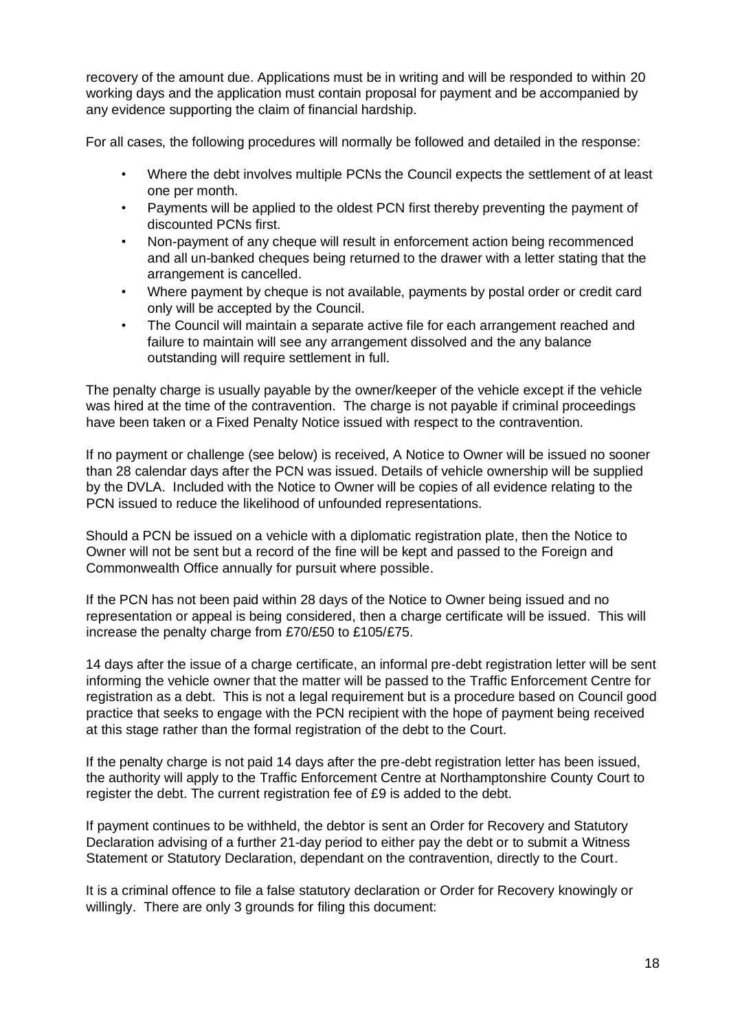recovery of the amount due. Applications must be in writing and will be responded to within 20 working days and the application must contain proposal for payment and be accompanied by any evidence supporting the claim of financial hardship.

For all cases, the following procedures will normally be followed and detailed in the response:

- Where the debt involves multiple PCNs the Council expects the settlement of at least one per month.
- Payments will be applied to the oldest PCN first thereby preventing the payment of discounted PCNs first.
- Non-payment of any cheque will result in enforcement action being recommenced and all un-banked cheques being returned to the drawer with a letter stating that the arrangement is cancelled.
- Where payment by cheque is not available, payments by postal order or credit card only will be accepted by the Council.
- The Council will maintain a separate active file for each arrangement reached and failure to maintain will see any arrangement dissolved and the any balance outstanding will require settlement in full.

The penalty charge is usually payable by the owner/keeper of the vehicle except if the vehicle was hired at the time of the contravention. The charge is not payable if criminal proceedings have been taken or a Fixed Penalty Notice issued with respect to the contravention.

If no payment or challenge (see below) is received, A Notice to Owner will be issued no sooner than 28 calendar days after the PCN was issued. Details of vehicle ownership will be supplied by the DVLA. Included with the Notice to Owner will be copies of all evidence relating to the PCN issued to reduce the likelihood of unfounded representations.

Should a PCN be issued on a vehicle with a diplomatic registration plate, then the Notice to Owner will not be sent but a record of the fine will be kept and passed to the Foreign and Commonwealth Office annually for pursuit where possible.

If the PCN has not been paid within 28 days of the Notice to Owner being issued and no representation or appeal is being considered, then a charge certificate will be issued. This will increase the penalty charge from £70/£50 to £105/£75.

14 days after the issue of a charge certificate, an informal pre-debt registration letter will be sent informing the vehicle owner that the matter will be passed to the Traffic Enforcement Centre for registration as a debt. This is not a legal requirement but is a procedure based on Council good practice that seeks to engage with the PCN recipient with the hope of payment being received at this stage rather than the formal registration of the debt to the Court.

If the penalty charge is not paid 14 days after the pre-debt registration letter has been issued, the authority will apply to the Traffic Enforcement Centre at Northamptonshire County Court to register the debt. The current registration fee of £9 is added to the debt.

If payment continues to be withheld, the debtor is sent an Order for Recovery and Statutory Declaration advising of a further 21-day period to either pay the debt or to submit a Witness Statement or Statutory Declaration, dependant on the contravention, directly to the Court.

It is a criminal offence to file a false statutory declaration or Order for Recovery knowingly or willingly. There are only 3 grounds for filing this document: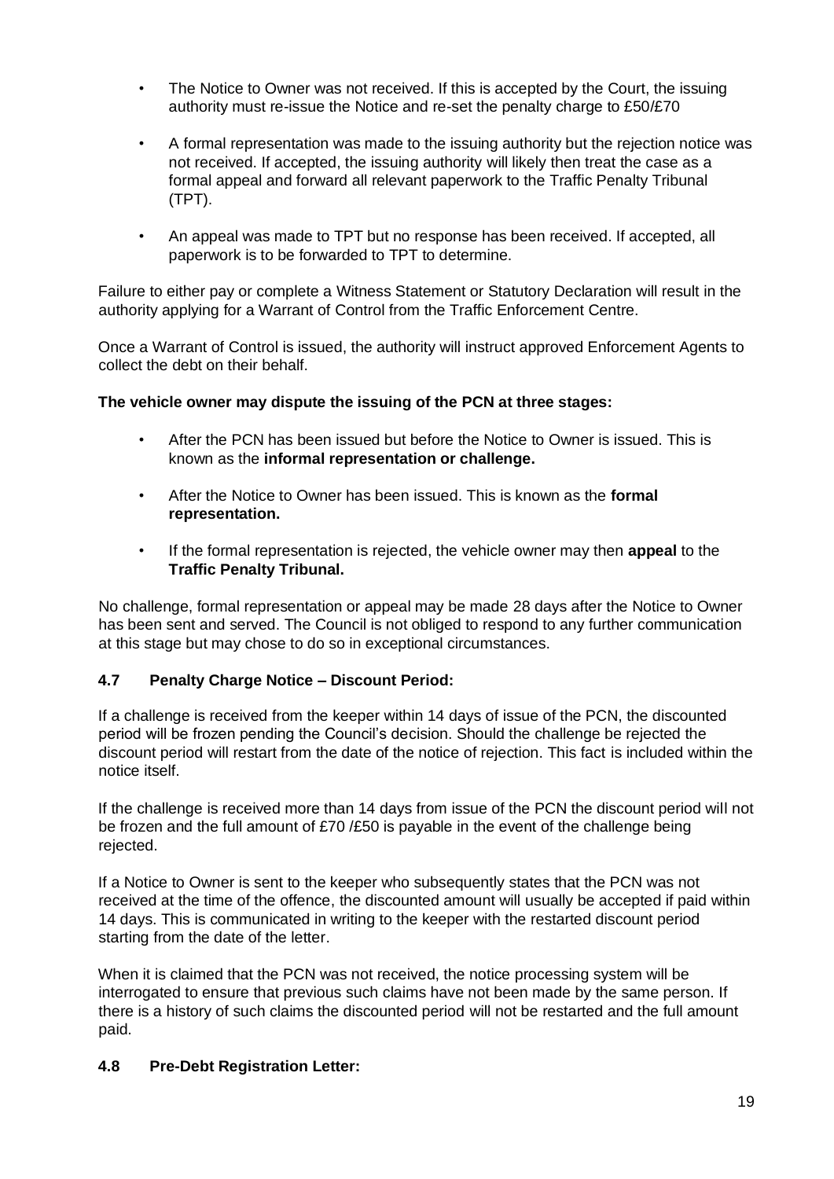- The Notice to Owner was not received. If this is accepted by the Court, the issuing authority must re-issue the Notice and re-set the penalty charge to £50/£70

- A formal representation was made to the issuing authority but the rejection notice was not received. If accepted, the issuing authority will likely then treat the case as a formal appeal and forward all relevant paperwork to the Traffic Penalty Tribunal (TPT).

- An appeal was made to TPT but no response has been received. If accepted, all paperwork is to be forwarded to TPT to determine.

Failure to either pay or complete a Witness Statement or Statutory Declaration will result in the authority applying for a Warrant of Control from the Traffic Enforcement Centre.

Once a Warrant of Control is issued, the authority will instruct approved Enforcement Agents to collect the debt on their behalf.

**The vehicle owner may dispute the issuing of the PCN at three stages:**

- After the PCN has been issued but before the Notice to Owner is issued. This is known as the **informal representation or challenge.**

- After the Notice to Owner has been issued. This is known as the **formal representation.**

- If the formal representation is rejected, the vehicle owner may then **appeal** to the **Traffic Penalty Tribunal.**

No challenge, formal representation or appeal may be made 28 days after the Notice to Owner has been sent and served. The Council is not obliged to respond to any further communication at this stage but may chose to do so in exceptional circumstances.

### 4.7 Penalty Charge Notice – Discount Period:

If a challenge is received from the keeper within 14 days of issue of the PCN, the discounted period will be frozen pending the Council's decision. Should the challenge be rejected the discount period will restart from the date of the notice of rejection. This fact is included within the notice itself.

If the challenge is received more than 14 days from issue of the PCN the discount period will not be frozen and the full amount of £70 /£50 is payable in the event of the challenge being rejected.

If a Notice to Owner is sent to the keeper who subsequently states that the PCN was not received at the time of the offence, the discounted amount will usually be accepted if paid within 14 days. This is communicated in writing to the keeper with the restarted discount period starting from the date of the letter.

When it is claimed that the PCN was not received, the notice processing system will be interrogated to ensure that previous such claims have not been made by the same person. If there is a history of such claims the discounted period will not be restarted and the full amount paid.

### 4.8 Pre-Debt Registration Letter: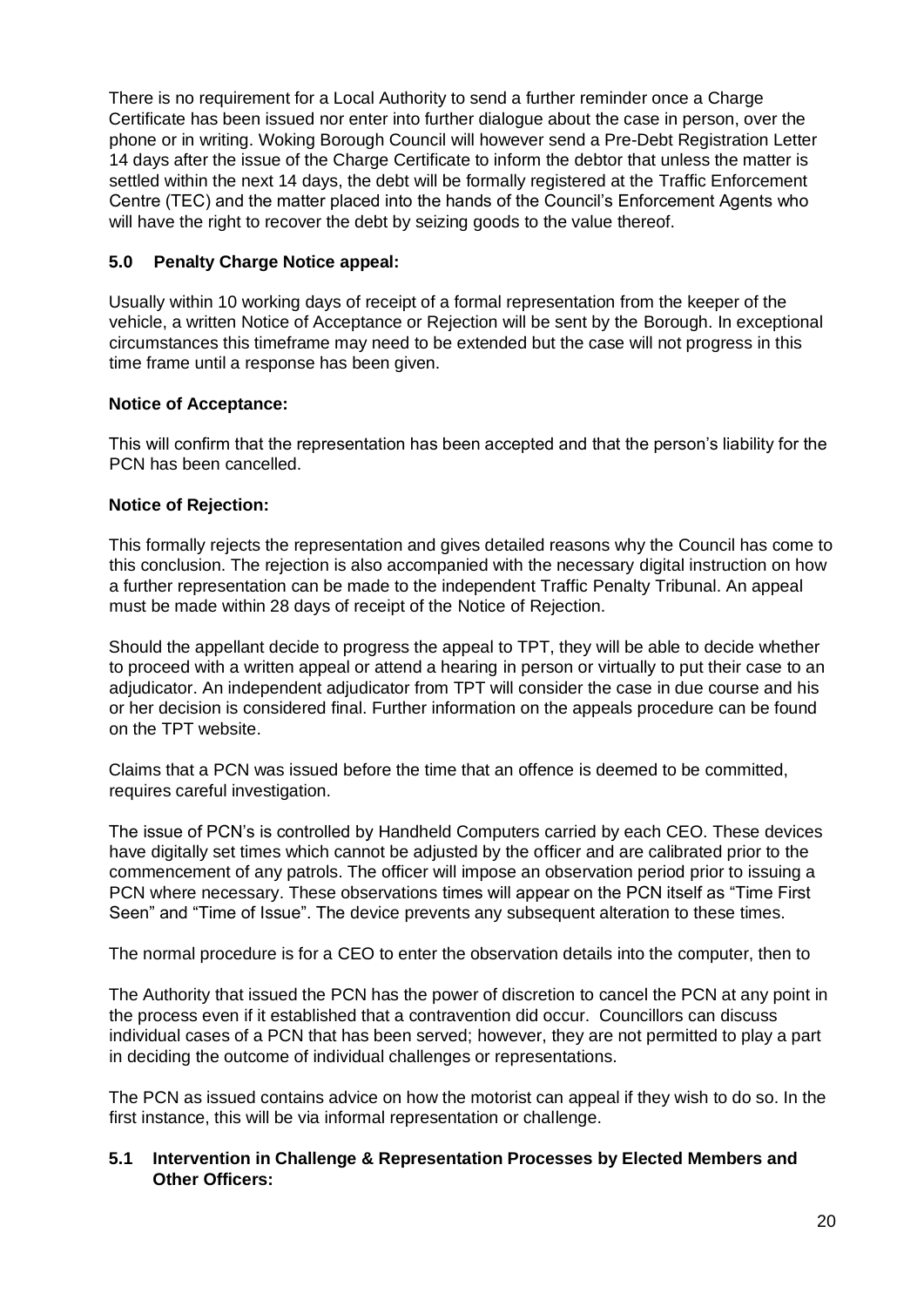There is no requirement for a Local Authority to send a further reminder once a Charge Certificate has been issued nor enter into further dialogue about the case in person, over the phone or in writing. Woking Borough Council will however send a Pre-Debt Registration Letter 14 days after the issue of the Charge Certificate to inform the debtor that unless the matter is settled within the next 14 days, the debt will be formally registered at the Traffic Enforcement Centre (TEC) and the matter placed into the hands of the Council's Enforcement Agents who will have the right to recover the debt by seizing goods to the value thereof.

## 5.0 Penalty Charge Notice appeal:

Usually within 10 working days of receipt of a formal representation from the keeper of the vehicle, a written Notice of Acceptance or Rejection will be sent by the Borough. In exceptional circumstances this timeframe may need to be extended but the case will not progress in this time frame until a response has been given.

**Notice of Acceptance:**

This will confirm that the representation has been accepted and that the person's liability for the PCN has been cancelled.

**Notice of Rejection:**

This formally rejects the representation and gives detailed reasons why the Council has come to this conclusion. The rejection is also accompanied with the necessary digital instruction on how a further representation can be made to the independent Traffic Penalty Tribunal. An appeal must be made within 28 days of receipt of the Notice of Rejection.

Should the appellant decide to progress the appeal to TPT, they will be able to decide whether to proceed with a written appeal or attend a hearing in person or virtually to put their case to an adjudicator. An independent adjudicator from TPT will consider the case in due course and his or her decision is considered final. Further information on the appeals procedure can be found on the TPT website.

Claims that a PCN was issued before the time that an offence is deemed to be committed, requires careful investigation.

The issue of PCN's is controlled by Handheld Computers carried by each CEO. These devices have digitally set times which cannot be adjusted by the officer and are calibrated prior to the commencement of any patrols. The officer will impose an observation period prior to issuing a PCN where necessary. These observations times will appear on the PCN itself as "Time First Seen" and "Time of Issue". The device prevents any subsequent alteration to these times.

The normal procedure is for a CEO to enter the observation details into the computer, then to

The Authority that issued the PCN has the power of discretion to cancel the PCN at any point in the process even if it established that a contravention did occur. Councillors can discuss individual cases of a PCN that has been served; however, they are not permitted to play a part in deciding the outcome of individual challenges or representations.

The PCN as issued contains advice on how the motorist can appeal if they wish to do so. In the first instance, this will be via informal representation or challenge.

## 5.1 Intervention in Challenge & Representation Processes by Elected Members and Other Officers: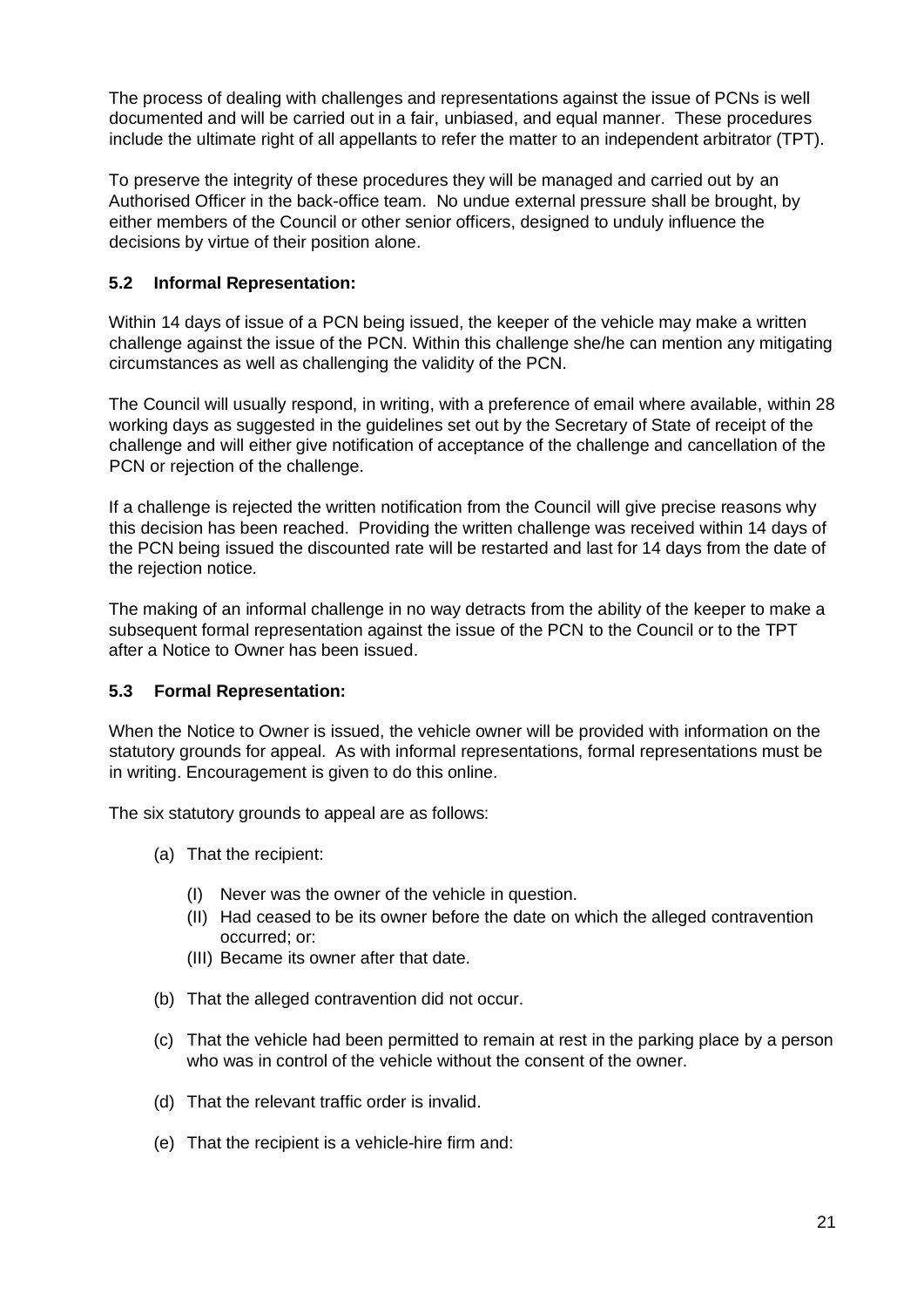The process of dealing with challenges and representations against the issue of PCNs is well documented and will be carried out in a fair, unbiased, and equal manner. These procedures include the ultimate right of all appellants to refer the matter to an independent arbitrator (TPT).

To preserve the integrity of these procedures they will be managed and carried out by an Authorised Officer in the back-office team. No undue external pressure shall be brought, by either members of the Council or other senior officers, designed to unduly influence the decisions by virtue of their position alone.

### 5.2 Informal Representation:

Within 14 days of issue of a PCN being issued, the keeper of the vehicle may make a written challenge against the issue of the PCN. Within this challenge she/he can mention any mitigating circumstances as well as challenging the validity of the PCN.

The Council will usually respond, in writing, with a preference of email where available, within 28 working days as suggested in the guidelines set out by the Secretary of State of receipt of the challenge and will either give notification of acceptance of the challenge and cancellation of the PCN or rejection of the challenge.

If a challenge is rejected the written notification from the Council will give precise reasons why this decision has been reached. Providing the written challenge was received within 14 days of the PCN being issued the discounted rate will be restarted and last for 14 days from the date of the rejection notice.

The making of an informal challenge in no way detracts from the ability of the keeper to make a subsequent formal representation against the issue of the PCN to the Council or to the TPT after a Notice to Owner has been issued.

### 5.3 Formal Representation:

When the Notice to Owner is issued, the vehicle owner will be provided with information on the statutory grounds for appeal. As with informal representations, formal representations must be in writing. Encouragement is given to do this online.

The six statutory grounds to appeal are as follows:

- (a) That the recipient:
  - (I) Never was the owner of the vehicle in question.
  - (II) Had ceased to be its owner before the date on which the alleged contravention occurred; or:
  - (III) Became its owner after that date.
- (b) That the alleged contravention did not occur.
- (c) That the vehicle had been permitted to remain at rest in the parking place by a person who was in control of the vehicle without the consent of the owner.
- (d) That the relevant traffic order is invalid.
- (e) That the recipient is a vehicle-hire firm and: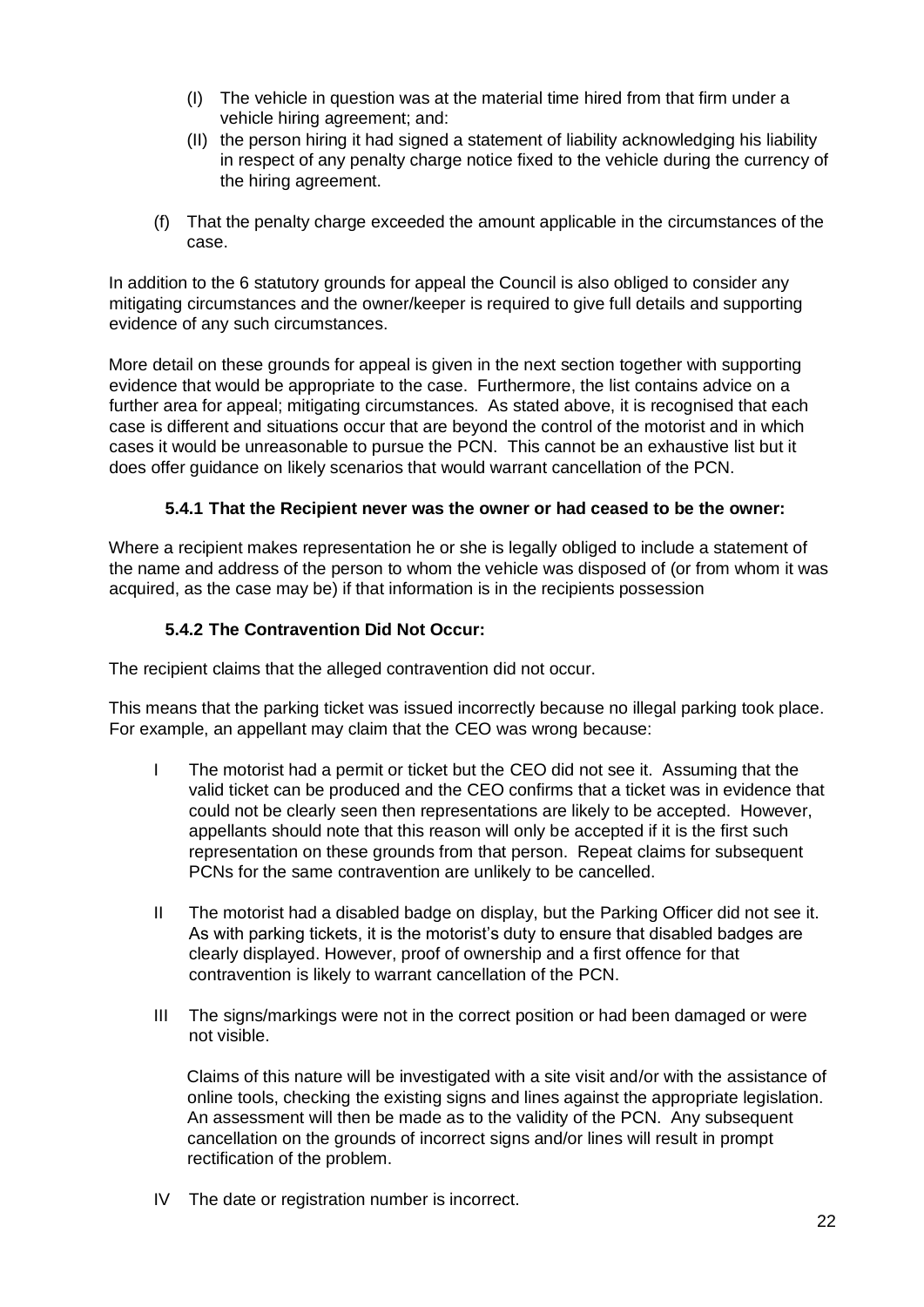(I) The vehicle in question was at the material time hired from that firm under a vehicle hiring agreement; and:

(II) the person hiring it had signed a statement of liability acknowledging his liability in respect of any penalty charge notice fixed to the vehicle during the currency of the hiring agreement.

(f) That the penalty charge exceeded the amount applicable in the circumstances of the case.

In addition to the 6 statutory grounds for appeal the Council is also obliged to consider any mitigating circumstances and the owner/keeper is required to give full details and supporting evidence of any such circumstances.

More detail on these grounds for appeal is given in the next section together with supporting evidence that would be appropriate to the case. Furthermore, the list contains advice on a further area for appeal; mitigating circumstances. As stated above, it is recognised that each case is different and situations occur that are beyond the control of the motorist and in which cases it would be unreasonable to pursue the PCN. This cannot be an exhaustive list but it does offer guidance on likely scenarios that would warrant cancellation of the PCN.

### 5.4.1 That the Recipient never was the owner or had ceased to be the owner:

Where a recipient makes representation he or she is legally obliged to include a statement of the name and address of the person to whom the vehicle was disposed of (or from whom it was acquired, as the case may be) if that information is in the recipients possession

### 5.4.2 The Contravention Did Not Occur:

The recipient claims that the alleged contravention did not occur.

This means that the parking ticket was issued incorrectly because no illegal parking took place. For example, an appellant may claim that the CEO was wrong because:

I The motorist had a permit or ticket but the CEO did not see it. Assuming that the valid ticket can be produced and the CEO confirms that a ticket was in evidence that could not be clearly seen then representations are likely to be accepted. However, appellants should note that this reason will only be accepted if it is the first such representation on these grounds from that person. Repeat claims for subsequent PCNs for the same contravention are unlikely to be cancelled.

II The motorist had a disabled badge on display, but the Parking Officer did not see it. As with parking tickets, it is the motorist's duty to ensure that disabled badges are clearly displayed. However, proof of ownership and a first offence for that contravention is likely to warrant cancellation of the PCN.

III The signs/markings were not in the correct position or had been damaged or were not visible.

Claims of this nature will be investigated with a site visit and/or with the assistance of online tools, checking the existing signs and lines against the appropriate legislation. An assessment will then be made as to the validity of the PCN. Any subsequent cancellation on the grounds of incorrect signs and/or lines will result in prompt rectification of the problem.

IV The date or registration number is incorrect.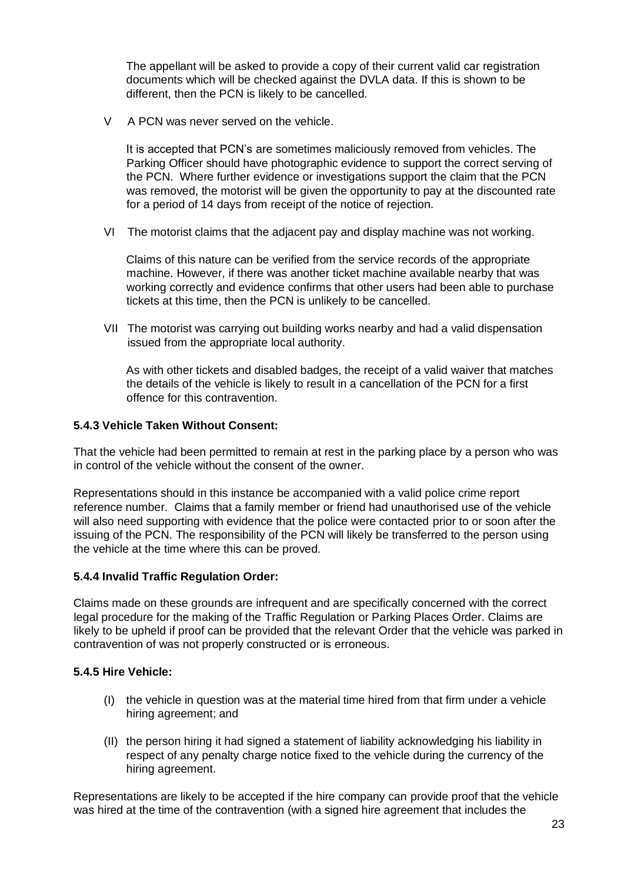The appellant will be asked to provide a copy of their current valid car registration documents which will be checked against the DVLA data. If this is shown to be different, then the PCN is likely to be cancelled.

V A PCN was never served on the vehicle.

It is accepted that PCN's are sometimes maliciously removed from vehicles. The Parking Officer should have photographic evidence to support the correct serving of the PCN. Where further evidence or investigations support the claim that the PCN was removed, the motorist will be given the opportunity to pay at the discounted rate for a period of 14 days from receipt of the notice of rejection.

VI The motorist claims that the adjacent pay and display machine was not working.

Claims of this nature can be verified from the service records of the appropriate machine. However, if there was another ticket machine available nearby that was working correctly and evidence confirms that other users had been able to purchase tickets at this time, then the PCN is unlikely to be cancelled.

VII The motorist was carrying out building works nearby and had a valid dispensation issued from the appropriate local authority.

As with other tickets and disabled badges, the receipt of a valid waiver that matches the details of the vehicle is likely to result in a cancellation of the PCN for a first offence for this contravention.

### 5.4.3 Vehicle Taken Without Consent:

That the vehicle had been permitted to remain at rest in the parking place by a person who was in control of the vehicle without the consent of the owner.

Representations should in this instance be accompanied with a valid police crime report reference number. Claims that a family member or friend had unauthorised use of the vehicle will also need supporting with evidence that the police were contacted prior to or soon after the issuing of the PCN. The responsibility of the PCN will likely be transferred to the person using the vehicle at the time where this can be proved.

### 5.4.4 Invalid Traffic Regulation Order:

Claims made on these grounds are infrequent and are specifically concerned with the correct legal procedure for the making of the Traffic Regulation or Parking Places Order. Claims are likely to be upheld if proof can be provided that the relevant Order that the vehicle was parked in contravention of was not properly constructed or is erroneous.

### 5.4.5 Hire Vehicle:

(I) the vehicle in question was at the material time hired from that firm under a vehicle hiring agreement; and

(II) the person hiring it had signed a statement of liability acknowledging his liability in respect of any penalty charge notice fixed to the vehicle during the currency of the hiring agreement.

Representations are likely to be accepted if the hire company can provide proof that the vehicle was hired at the time of the contravention (with a signed hire agreement that includes the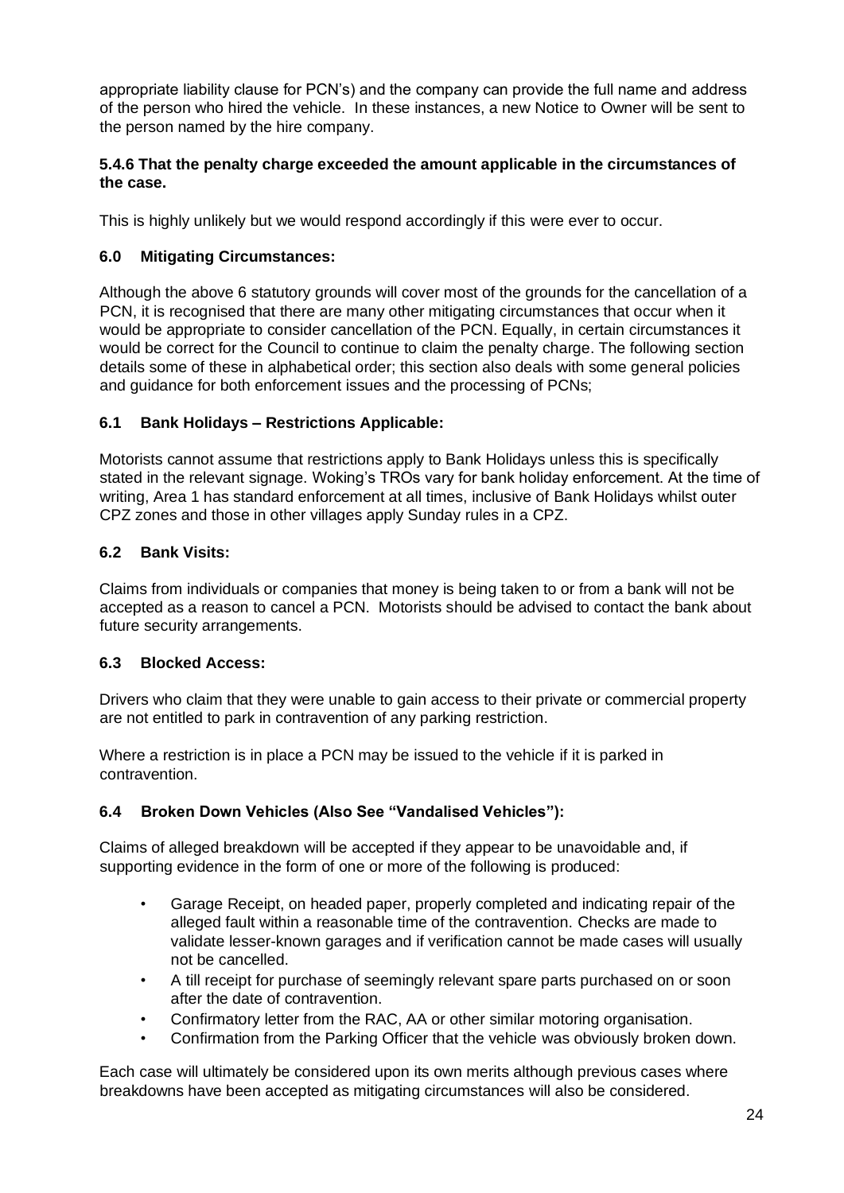appropriate liability clause for PCN's) and the company can provide the full name and address of the person who hired the vehicle. In these instances, a new Notice to Owner will be sent to the person named by the hire company.

#### 5.4.6 That the penalty charge exceeded the amount applicable in the circumstances of the case.

This is highly unlikely but we would respond accordingly if this were ever to occur.

## 6.0 Mitigating Circumstances:

Although the above 6 statutory grounds will cover most of the grounds for the cancellation of a PCN, it is recognised that there are many other mitigating circumstances that occur when it would be appropriate to consider cancellation of the PCN. Equally, in certain circumstances it would be correct for the Council to continue to claim the penalty charge. The following section details some of these in alphabetical order; this section also deals with some general policies and guidance for both enforcement issues and the processing of PCNs;

### 6.1 Bank Holidays – Restrictions Applicable:

Motorists cannot assume that restrictions apply to Bank Holidays unless this is specifically stated in the relevant signage. Woking's TROs vary for bank holiday enforcement. At the time of writing, Area 1 has standard enforcement at all times, inclusive of Bank Holidays whilst outer CPZ zones and those in other villages apply Sunday rules in a CPZ.

### 6.2 Bank Visits:

Claims from individuals or companies that money is being taken to or from a bank will not be accepted as a reason to cancel a PCN. Motorists should be advised to contact the bank about future security arrangements.

### 6.3 Blocked Access:

Drivers who claim that they were unable to gain access to their private or commercial property are not entitled to park in contravention of any parking restriction.

Where a restriction is in place a PCN may be issued to the vehicle if it is parked in contravention.

### 6.4 Broken Down Vehicles (Also See "Vandalised Vehicles"):

Claims of alleged breakdown will be accepted if they appear to be unavoidable and, if supporting evidence in the form of one or more of the following is produced:

- Garage Receipt, on headed paper, properly completed and indicating repair of the alleged fault within a reasonable time of the contravention. Checks are made to validate lesser-known garages and if verification cannot be made cases will usually not be cancelled.
- A till receipt for purchase of seemingly relevant spare parts purchased on or soon after the date of contravention.
- Confirmatory letter from the RAC, AA or other similar motoring organisation.
- Confirmation from the Parking Officer that the vehicle was obviously broken down.

Each case will ultimately be considered upon its own merits although previous cases where breakdowns have been accepted as mitigating circumstances will also be considered.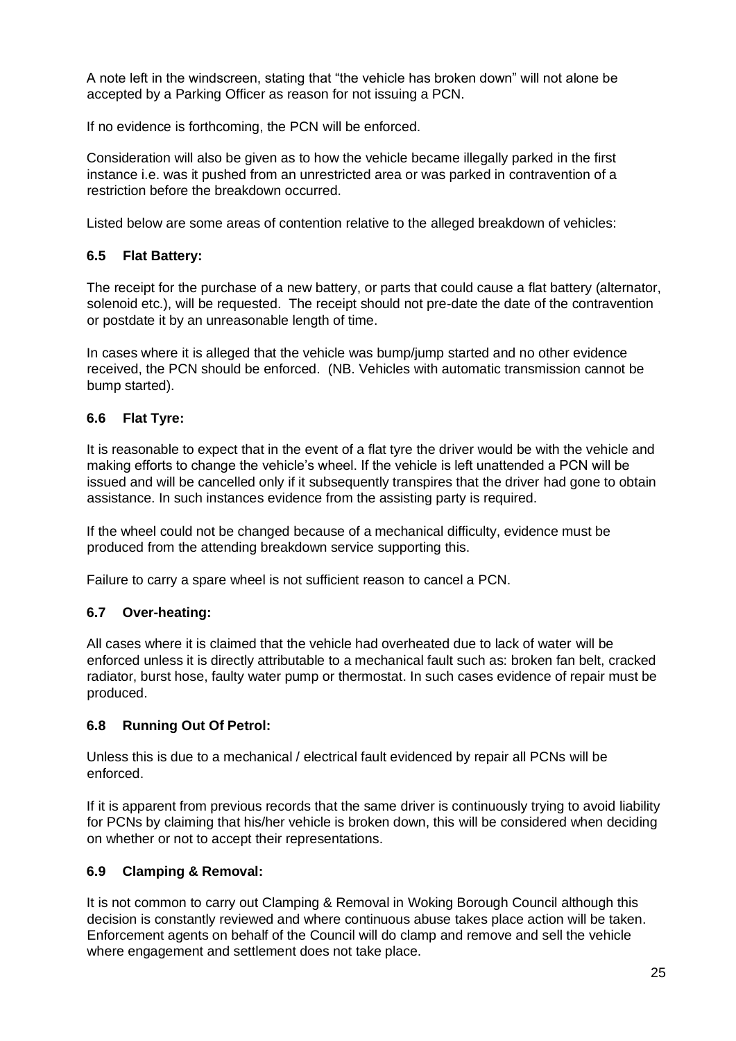A note left in the windscreen, stating that "the vehicle has broken down" will not alone be accepted by a Parking Officer as reason for not issuing a PCN.

If no evidence is forthcoming, the PCN will be enforced.

Consideration will also be given as to how the vehicle became illegally parked in the first instance i.e. was it pushed from an unrestricted area or was parked in contravention of a restriction before the breakdown occurred.

Listed below are some areas of contention relative to the alleged breakdown of vehicles:

### 6.5 Flat Battery:

The receipt for the purchase of a new battery, or parts that could cause a flat battery (alternator, solenoid etc.), will be requested. The receipt should not pre-date the date of the contravention or postdate it by an unreasonable length of time.

In cases where it is alleged that the vehicle was bump/jump started and no other evidence received, the PCN should be enforced. (NB. Vehicles with automatic transmission cannot be bump started).

### 6.6 Flat Tyre:

It is reasonable to expect that in the event of a flat tyre the driver would be with the vehicle and making efforts to change the vehicle's wheel. If the vehicle is left unattended a PCN will be issued and will be cancelled only if it subsequently transpires that the driver had gone to obtain assistance. In such instances evidence from the assisting party is required.

If the wheel could not be changed because of a mechanical difficulty, evidence must be produced from the attending breakdown service supporting this.

Failure to carry a spare wheel is not sufficient reason to cancel a PCN.

### 6.7 Over-heating:

All cases where it is claimed that the vehicle had overheated due to lack of water will be enforced unless it is directly attributable to a mechanical fault such as: broken fan belt, cracked radiator, burst hose, faulty water pump or thermostat. In such cases evidence of repair must be produced.

### 6.8 Running Out Of Petrol:

Unless this is due to a mechanical / electrical fault evidenced by repair all PCNs will be enforced.

If it is apparent from previous records that the same driver is continuously trying to avoid liability for PCNs by claiming that his/her vehicle is broken down, this will be considered when deciding on whether or not to accept their representations.

### 6.9 Clamping & Removal:

It is not common to carry out Clamping & Removal in Woking Borough Council although this decision is constantly reviewed and where continuous abuse takes place action will be taken. Enforcement agents on behalf of the Council will do clamp and remove and sell the vehicle where engagement and settlement does not take place.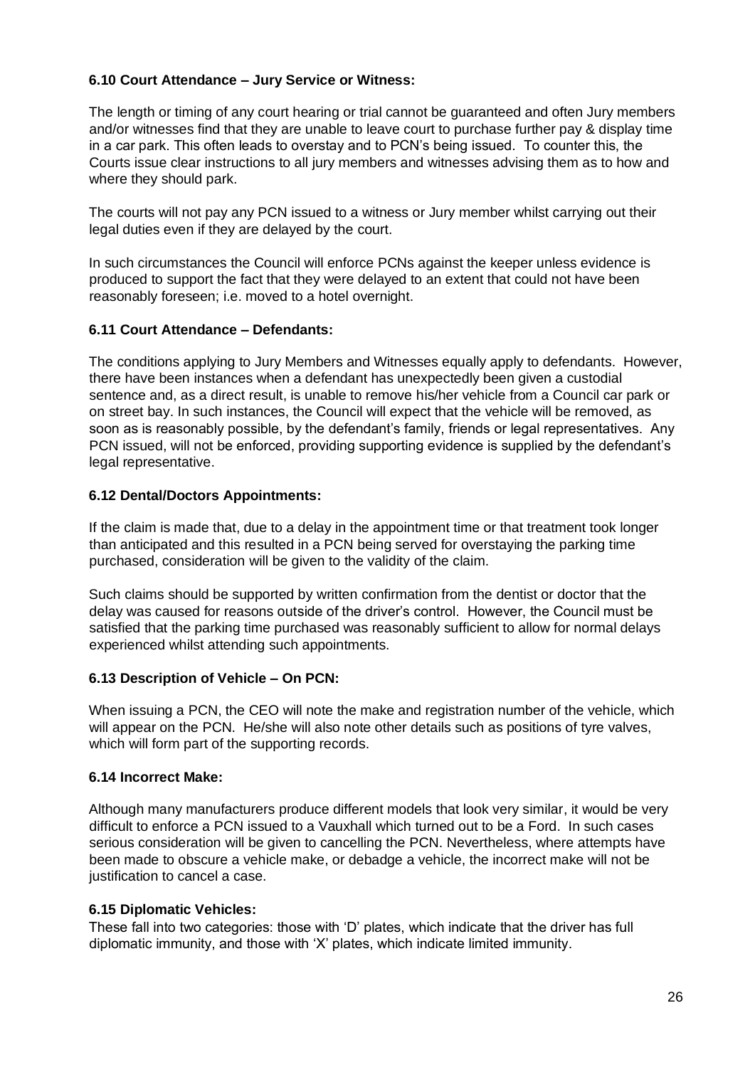### 6.10 Court Attendance – Jury Service or Witness:

The length or timing of any court hearing or trial cannot be guaranteed and often Jury members and/or witnesses find that they are unable to leave court to purchase further pay & display time in a car park. This often leads to overstay and to PCN's being issued. To counter this, the Courts issue clear instructions to all jury members and witnesses advising them as to how and where they should park.

The courts will not pay any PCN issued to a witness or Jury member whilst carrying out their legal duties even if they are delayed by the court.

In such circumstances the Council will enforce PCNs against the keeper unless evidence is produced to support the fact that they were delayed to an extent that could not have been reasonably foreseen; i.e. moved to a hotel overnight.

### 6.11 Court Attendance – Defendants:

The conditions applying to Jury Members and Witnesses equally apply to defendants. However, there have been instances when a defendant has unexpectedly been given a custodial sentence and, as a direct result, is unable to remove his/her vehicle from a Council car park or on street bay. In such instances, the Council will expect that the vehicle will be removed, as soon as is reasonably possible, by the defendant's family, friends or legal representatives. Any PCN issued, will not be enforced, providing supporting evidence is supplied by the defendant's legal representative.

### 6.12 Dental/Doctors Appointments:

If the claim is made that, due to a delay in the appointment time or that treatment took longer than anticipated and this resulted in a PCN being served for overstaying the parking time purchased, consideration will be given to the validity of the claim.

Such claims should be supported by written confirmation from the dentist or doctor that the delay was caused for reasons outside of the driver's control. However, the Council must be satisfied that the parking time purchased was reasonably sufficient to allow for normal delays experienced whilst attending such appointments.

### 6.13 Description of Vehicle – On PCN:

When issuing a PCN, the CEO will note the make and registration number of the vehicle, which will appear on the PCN. He/she will also note other details such as positions of tyre valves, which will form part of the supporting records.

### 6.14 Incorrect Make:

Although many manufacturers produce different models that look very similar, it would be very difficult to enforce a PCN issued to a Vauxhall which turned out to be a Ford. In such cases serious consideration will be given to cancelling the PCN. Nevertheless, where attempts have been made to obscure a vehicle make, or debadge a vehicle, the incorrect make will not be justification to cancel a case.

### 6.15 Diplomatic Vehicles:

These fall into two categories: those with 'D' plates, which indicate that the driver has full diplomatic immunity, and those with 'X' plates, which indicate limited immunity.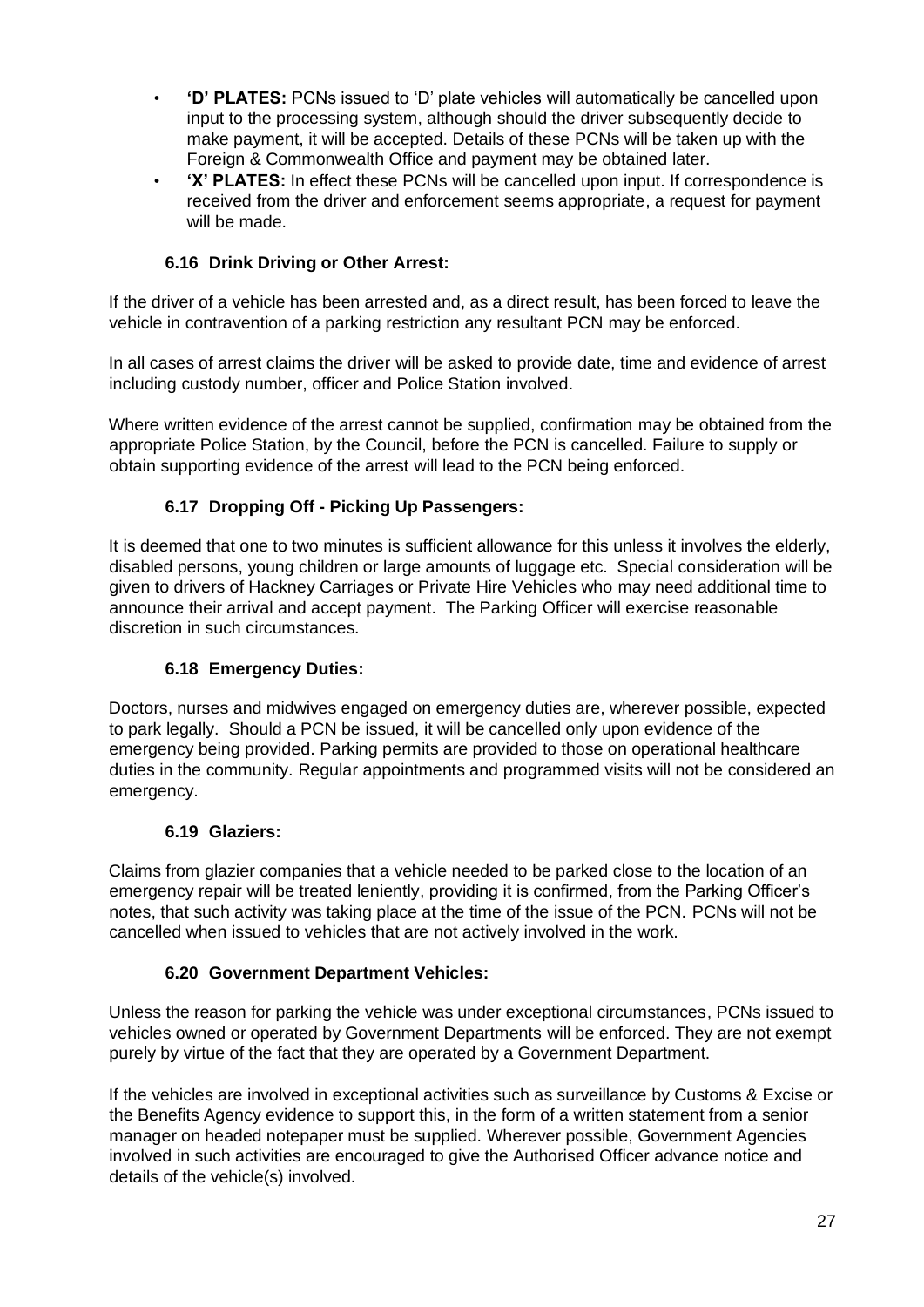- **'D' PLATES:** PCNs issued to 'D' plate vehicles will automatically be cancelled upon input to the processing system, although should the driver subsequently decide to make payment, it will be accepted. Details of these PCNs will be taken up with the Foreign & Commonwealth Office and payment may be obtained later.
- **'X' PLATES:** In effect these PCNs will be cancelled upon input. If correspondence is received from the driver and enforcement seems appropriate, a request for payment will be made.

### 6.16 Drink Driving or Other Arrest:

If the driver of a vehicle has been arrested and, as a direct result, has been forced to leave the vehicle in contravention of a parking restriction any resultant PCN may be enforced.

In all cases of arrest claims the driver will be asked to provide date, time and evidence of arrest including custody number, officer and Police Station involved.

Where written evidence of the arrest cannot be supplied, confirmation may be obtained from the appropriate Police Station, by the Council, before the PCN is cancelled. Failure to supply or obtain supporting evidence of the arrest will lead to the PCN being enforced.

### 6.17 Dropping Off - Picking Up Passengers:

It is deemed that one to two minutes is sufficient allowance for this unless it involves the elderly, disabled persons, young children or large amounts of luggage etc. Special consideration will be given to drivers of Hackney Carriages or Private Hire Vehicles who may need additional time to announce their arrival and accept payment. The Parking Officer will exercise reasonable discretion in such circumstances.

### 6.18 Emergency Duties:

Doctors, nurses and midwives engaged on emergency duties are, wherever possible, expected to park legally. Should a PCN be issued, it will be cancelled only upon evidence of the emergency being provided. Parking permits are provided to those on operational healthcare duties in the community. Regular appointments and programmed visits will not be considered an emergency.

### 6.19 Glaziers:

Claims from glazier companies that a vehicle needed to be parked close to the location of an emergency repair will be treated leniently, providing it is confirmed, from the Parking Officer's notes, that such activity was taking place at the time of the issue of the PCN. PCNs will not be cancelled when issued to vehicles that are not actively involved in the work.

### 6.20 Government Department Vehicles:

Unless the reason for parking the vehicle was under exceptional circumstances, PCNs issued to vehicles owned or operated by Government Departments will be enforced. They are not exempt purely by virtue of the fact that they are operated by a Government Department.

If the vehicles are involved in exceptional activities such as surveillance by Customs & Excise or the Benefits Agency evidence to support this, in the form of a written statement from a senior manager on headed notepaper must be supplied. Wherever possible, Government Agencies involved in such activities are encouraged to give the Authorised Officer advance notice and details of the vehicle(s) involved.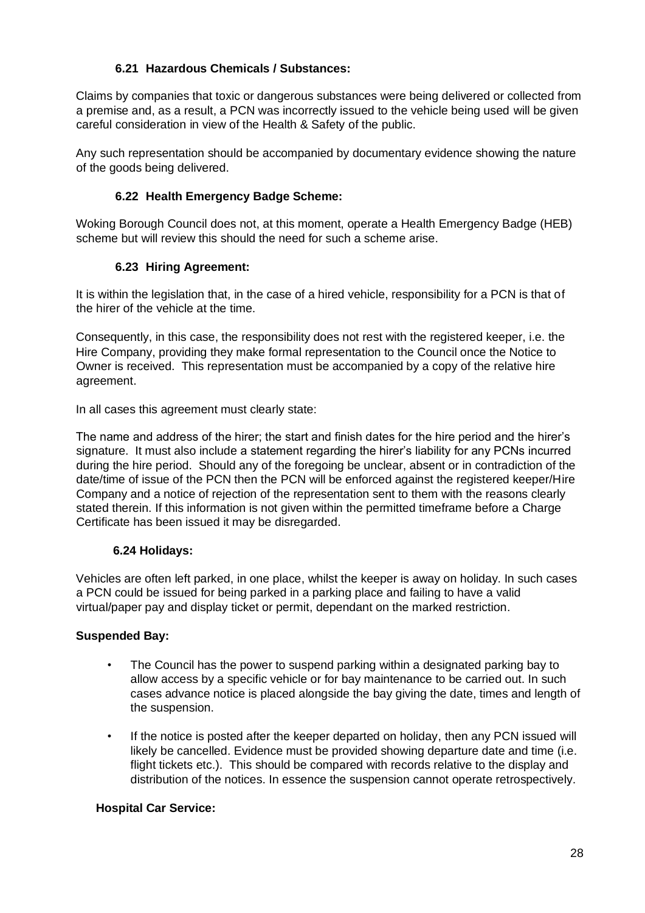### 6.21 Hazardous Chemicals / Substances:

Claims by companies that toxic or dangerous substances were being delivered or collected from a premise and, as a result, a PCN was incorrectly issued to the vehicle being used will be given careful consideration in view of the Health & Safety of the public.

Any such representation should be accompanied by documentary evidence showing the nature of the goods being delivered.

### 6.22 Health Emergency Badge Scheme:

Woking Borough Council does not, at this moment, operate a Health Emergency Badge (HEB) scheme but will review this should the need for such a scheme arise.

### 6.23 Hiring Agreement:

It is within the legislation that, in the case of a hired vehicle, responsibility for a PCN is that of the hirer of the vehicle at the time.

Consequently, in this case, the responsibility does not rest with the registered keeper, i.e. the Hire Company, providing they make formal representation to the Council once the Notice to Owner is received. This representation must be accompanied by a copy of the relative hire agreement.

In all cases this agreement must clearly state:

The name and address of the hirer; the start and finish dates for the hire period and the hirer's signature. It must also include a statement regarding the hirer's liability for any PCNs incurred during the hire period. Should any of the foregoing be unclear, absent or in contradiction of the date/time of issue of the PCN then the PCN will be enforced against the registered keeper/Hire Company and a notice of rejection of the representation sent to them with the reasons clearly stated therein. If this information is not given within the permitted timeframe before a Charge Certificate has been issued it may be disregarded.

### 6.24 Holidays:

Vehicles are often left parked, in one place, whilst the keeper is away on holiday. In such cases a PCN could be issued for being parked in a parking place and failing to have a valid virtual/paper pay and display ticket or permit, dependant on the marked restriction.

**Suspended Bay:**

- The Council has the power to suspend parking within a designated parking bay to allow access by a specific vehicle or for bay maintenance to be carried out. In such cases advance notice is placed alongside the bay giving the date, times and length of the suspension.
- If the notice is posted after the keeper departed on holiday, then any PCN issued will likely be cancelled. Evidence must be provided showing departure date and time (i.e. flight tickets etc.). This should be compared with records relative to the display and distribution of the notices. In essence the suspension cannot operate retrospectively.

**Hospital Car Service:**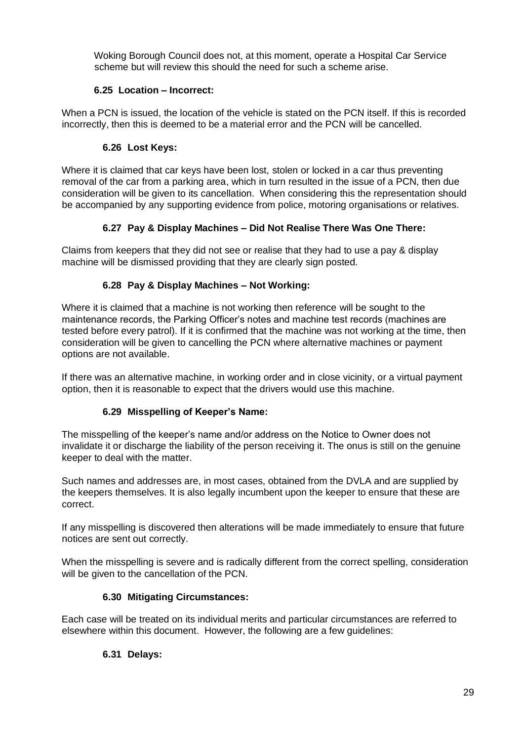Woking Borough Council does not, at this moment, operate a Hospital Car Service scheme but will review this should the need for such a scheme arise.

### 6.25 Location – Incorrect:

When a PCN is issued, the location of the vehicle is stated on the PCN itself. If this is recorded incorrectly, then this is deemed to be a material error and the PCN will be cancelled.

### 6.26 Lost Keys:

Where it is claimed that car keys have been lost, stolen or locked in a car thus preventing removal of the car from a parking area, which in turn resulted in the issue of a PCN, then due consideration will be given to its cancellation. When considering this the representation should be accompanied by any supporting evidence from police, motoring organisations or relatives.

### 6.27 Pay & Display Machines – Did Not Realise There Was One There:

Claims from keepers that they did not see or realise that they had to use a pay & display machine will be dismissed providing that they are clearly sign posted.

### 6.28 Pay & Display Machines – Not Working:

Where it is claimed that a machine is not working then reference will be sought to the maintenance records, the Parking Officer's notes and machine test records (machines are tested before every patrol). If it is confirmed that the machine was not working at the time, then consideration will be given to cancelling the PCN where alternative machines or payment options are not available.

If there was an alternative machine, in working order and in close vicinity, or a virtual payment option, then it is reasonable to expect that the drivers would use this machine.

### 6.29 Misspelling of Keeper's Name:

The misspelling of the keeper's name and/or address on the Notice to Owner does not invalidate it or discharge the liability of the person receiving it. The onus is still on the genuine keeper to deal with the matter.

Such names and addresses are, in most cases, obtained from the DVLA and are supplied by the keepers themselves. It is also legally incumbent upon the keeper to ensure that these are correct.

If any misspelling is discovered then alterations will be made immediately to ensure that future notices are sent out correctly.

When the misspelling is severe and is radically different from the correct spelling, consideration will be given to the cancellation of the PCN.

### 6.30 Mitigating Circumstances:

Each case will be treated on its individual merits and particular circumstances are referred to elsewhere within this document. However, the following are a few guidelines:

### 6.31 Delays: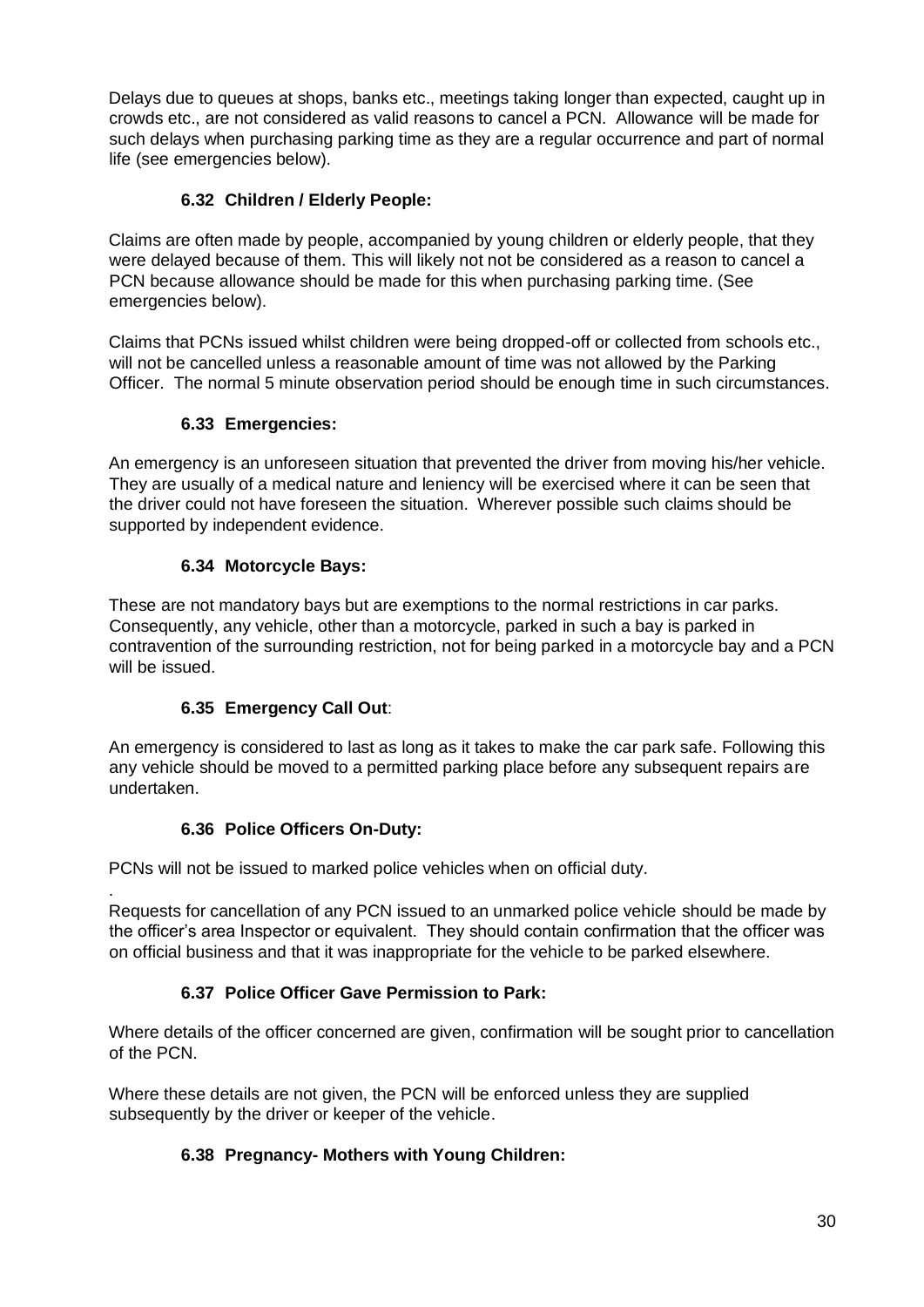Delays due to queues at shops, banks etc., meetings taking longer than expected, caught up in crowds etc., are not considered as valid reasons to cancel a PCN. Allowance will be made for such delays when purchasing parking time as they are a regular occurrence and part of normal life (see emergencies below).

### 6.32 Children / Elderly People:

Claims are often made by people, accompanied by young children or elderly people, that they were delayed because of them. This will likely not not be considered as a reason to cancel a PCN because allowance should be made for this when purchasing parking time. (See emergencies below).

Claims that PCNs issued whilst children were being dropped-off or collected from schools etc., will not be cancelled unless a reasonable amount of time was not allowed by the Parking Officer. The normal 5 minute observation period should be enough time in such circumstances.

### 6.33 Emergencies:

An emergency is an unforeseen situation that prevented the driver from moving his/her vehicle. They are usually of a medical nature and leniency will be exercised where it can be seen that the driver could not have foreseen the situation. Wherever possible such claims should be supported by independent evidence.

### 6.34 Motorcycle Bays:

These are not mandatory bays but are exemptions to the normal restrictions in car parks. Consequently, any vehicle, other than a motorcycle, parked in such a bay is parked in contravention of the surrounding restriction, not for being parked in a motorcycle bay and a PCN will be issued.

### 6.35 Emergency Call Out:

An emergency is considered to last as long as it takes to make the car park safe. Following this any vehicle should be moved to a permitted parking place before any subsequent repairs are undertaken.

### 6.36 Police Officers On-Duty:

PCNs will not be issued to marked police vehicles when on official duty.

.
Requests for cancellation of any PCN issued to an unmarked police vehicle should be made by the officer's area Inspector or equivalent. They should contain confirmation that the officer was on official business and that it was inappropriate for the vehicle to be parked elsewhere.

### 6.37 Police Officer Gave Permission to Park:

Where details of the officer concerned are given, confirmation will be sought prior to cancellation of the PCN.

Where these details are not given, the PCN will be enforced unless they are supplied subsequently by the driver or keeper of the vehicle.

### 6.38 Pregnancy- Mothers with Young Children: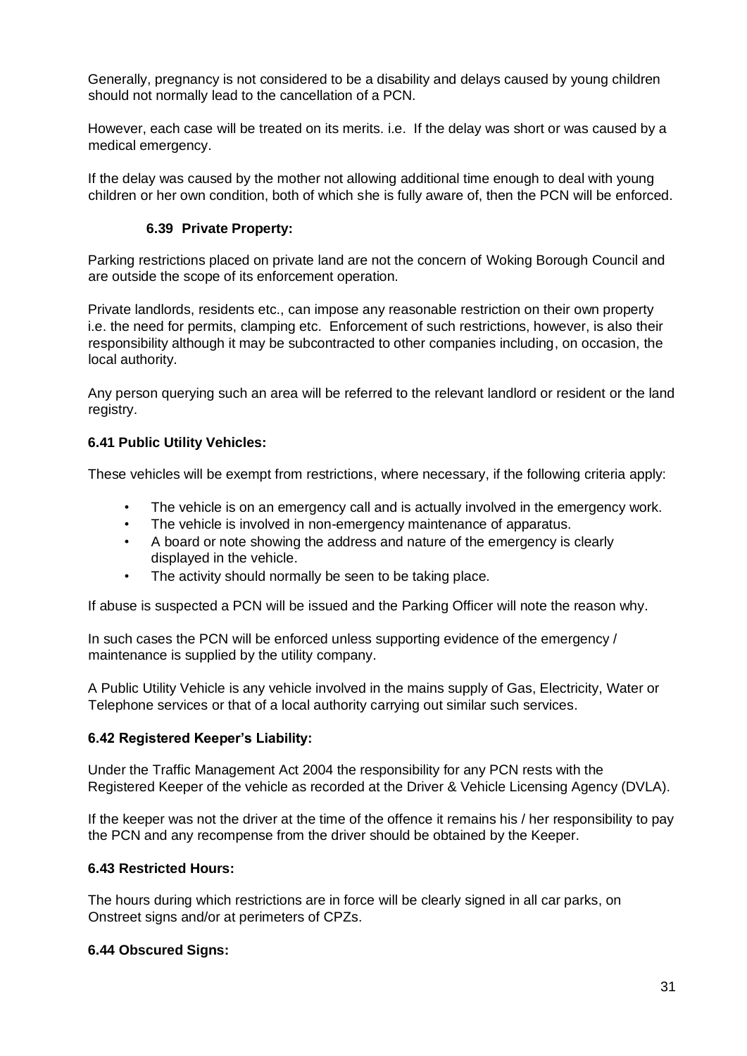Generally, pregnancy is not considered to be a disability and delays caused by young children should not normally lead to the cancellation of a PCN.

However, each case will be treated on its merits. i.e. If the delay was short or was caused by a medical emergency.

If the delay was caused by the mother not allowing additional time enough to deal with young children or her own condition, both of which she is fully aware of, then the PCN will be enforced.

### 6.39 Private Property:

Parking restrictions placed on private land are not the concern of Woking Borough Council and are outside the scope of its enforcement operation.

Private landlords, residents etc., can impose any reasonable restriction on their own property i.e. the need for permits, clamping etc. Enforcement of such restrictions, however, is also their responsibility although it may be subcontracted to other companies including, on occasion, the local authority.

Any person querying such an area will be referred to the relevant landlord or resident or the land registry.

### 6.41 Public Utility Vehicles:

These vehicles will be exempt from restrictions, where necessary, if the following criteria apply:

- The vehicle is on an emergency call and is actually involved in the emergency work.
- The vehicle is involved in non-emergency maintenance of apparatus.
- A board or note showing the address and nature of the emergency is clearly displayed in the vehicle.
- The activity should normally be seen to be taking place.

If abuse is suspected a PCN will be issued and the Parking Officer will note the reason why.

In such cases the PCN will be enforced unless supporting evidence of the emergency / maintenance is supplied by the utility company.

A Public Utility Vehicle is any vehicle involved in the mains supply of Gas, Electricity, Water or Telephone services or that of a local authority carrying out similar such services.

### 6.42 Registered Keeper's Liability:

Under the Traffic Management Act 2004 the responsibility for any PCN rests with the Registered Keeper of the vehicle as recorded at the Driver & Vehicle Licensing Agency (DVLA).

If the keeper was not the driver at the time of the offence it remains his / her responsibility to pay the PCN and any recompense from the driver should be obtained by the Keeper.

### 6.43 Restricted Hours:

The hours during which restrictions are in force will be clearly signed in all car parks, on Onstreet signs and/or at perimeters of CPZs.

### 6.44 Obscured Signs: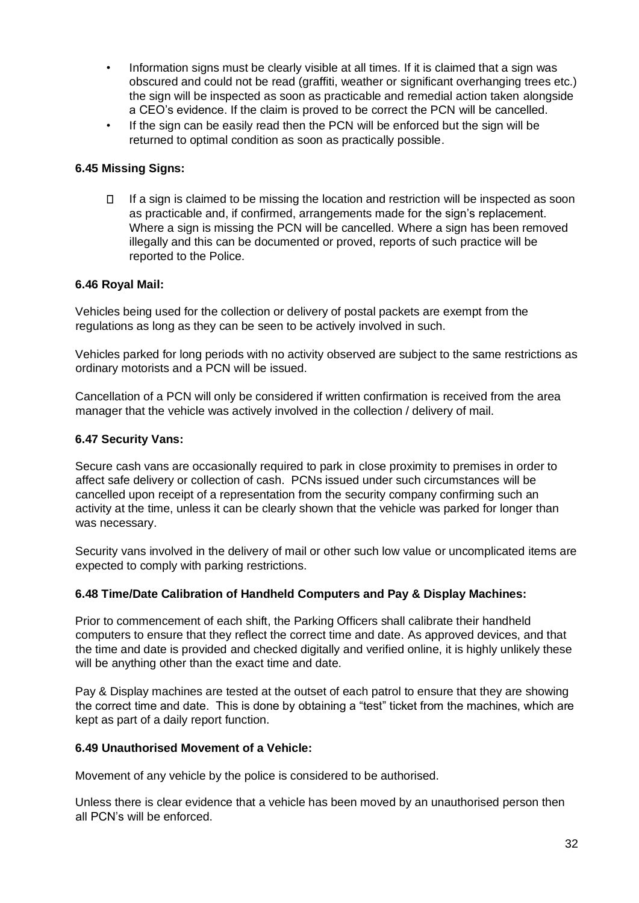- Information signs must be clearly visible at all times. If it is claimed that a sign was obscured and could not be read (graffiti, weather or significant overhanging trees etc.) the sign will be inspected as soon as practicable and remedial action taken alongside a CEO's evidence. If the claim is proved to be correct the PCN will be cancelled.
- If the sign can be easily read then the PCN will be enforced but the sign will be returned to optimal condition as soon as practically possible.

**6.45 Missing Signs:**

- If a sign is claimed to be missing the location and restriction will be inspected as soon as practicable and, if confirmed, arrangements made for the sign's replacement. Where a sign is missing the PCN will be cancelled. Where a sign has been removed illegally and this can be documented or proved, reports of such practice will be reported to the Police.

**6.46 Royal Mail:**

Vehicles being used for the collection or delivery of postal packets are exempt from the regulations as long as they can be seen to be actively involved in such.

Vehicles parked for long periods with no activity observed are subject to the same restrictions as ordinary motorists and a PCN will be issued.

Cancellation of a PCN will only be considered if written confirmation is received from the area manager that the vehicle was actively involved in the collection / delivery of mail.

**6.47 Security Vans:**

Secure cash vans are occasionally required to park in close proximity to premises in order to affect safe delivery or collection of cash. PCNs issued under such circumstances will be cancelled upon receipt of a representation from the security company confirming such an activity at the time, unless it can be clearly shown that the vehicle was parked for longer than was necessary.

Security vans involved in the delivery of mail or other such low value or uncomplicated items are expected to comply with parking restrictions.

**6.48 Time/Date Calibration of Handheld Computers and Pay & Display Machines:**

Prior to commencement of each shift, the Parking Officers shall calibrate their handheld computers to ensure that they reflect the correct time and date. As approved devices, and that the time and date is provided and checked digitally and verified online, it is highly unlikely these will be anything other than the exact time and date.

Pay & Display machines are tested at the outset of each patrol to ensure that they are showing the correct time and date. This is done by obtaining a "test" ticket from the machines, which are kept as part of a daily report function.

**6.49 Unauthorised Movement of a Vehicle:**

Movement of any vehicle by the police is considered to be authorised.

Unless there is clear evidence that a vehicle has been moved by an unauthorised person then all PCN's will be enforced.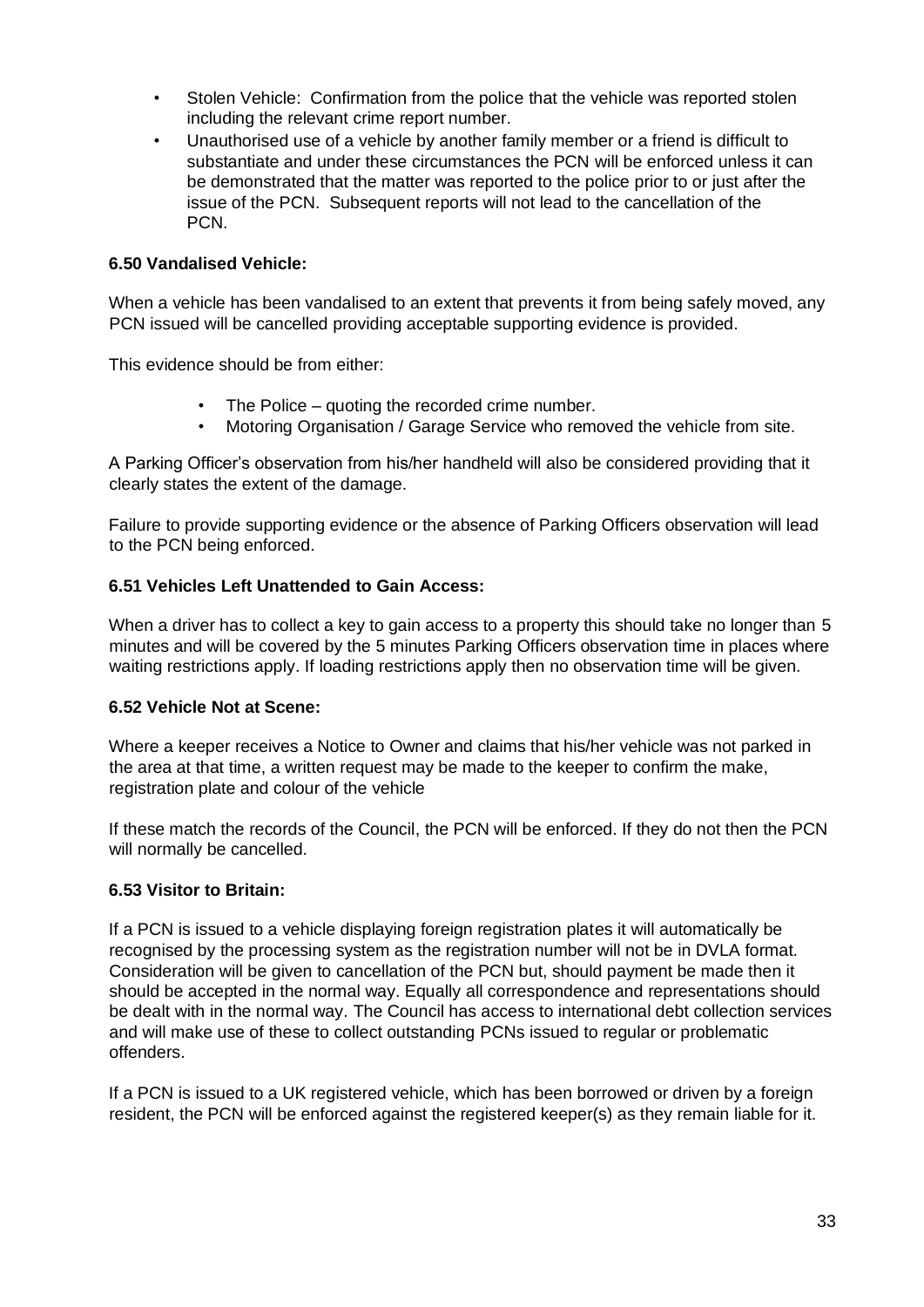- Stolen Vehicle: Confirmation from the police that the vehicle was reported stolen including the relevant crime report number.
- Unauthorised use of a vehicle by another family member or a friend is difficult to substantiate and under these circumstances the PCN will be enforced unless it can be demonstrated that the matter was reported to the police prior to or just after the issue of the PCN. Subsequent reports will not lead to the cancellation of the PCN.

**6.50 Vandalised Vehicle:**

When a vehicle has been vandalised to an extent that prevents it from being safely moved, any PCN issued will be cancelled providing acceptable supporting evidence is provided.

This evidence should be from either:

- The Police – quoting the recorded crime number.
- Motoring Organisation / Garage Service who removed the vehicle from site.

A Parking Officer's observation from his/her handheld will also be considered providing that it clearly states the extent of the damage.

Failure to provide supporting evidence or the absence of Parking Officers observation will lead to the PCN being enforced.

**6.51 Vehicles Left Unattended to Gain Access:**

When a driver has to collect a key to gain access to a property this should take no longer than 5 minutes and will be covered by the 5 minutes Parking Officers observation time in places where waiting restrictions apply. If loading restrictions apply then no observation time will be given.

**6.52 Vehicle Not at Scene:**

Where a keeper receives a Notice to Owner and claims that his/her vehicle was not parked in the area at that time, a written request may be made to the keeper to confirm the make, registration plate and colour of the vehicle

If these match the records of the Council, the PCN will be enforced. If they do not then the PCN will normally be cancelled.

**6.53 Visitor to Britain:**

If a PCN is issued to a vehicle displaying foreign registration plates it will automatically be recognised by the processing system as the registration number will not be in DVLA format. Consideration will be given to cancellation of the PCN but, should payment be made then it should be accepted in the normal way. Equally all correspondence and representations should be dealt with in the normal way. The Council has access to international debt collection services and will make use of these to collect outstanding PCNs issued to regular or problematic offenders.

If a PCN is issued to a UK registered vehicle, which has been borrowed or driven by a foreign resident, the PCN will be enforced against the registered keeper(s) as they remain liable for it.